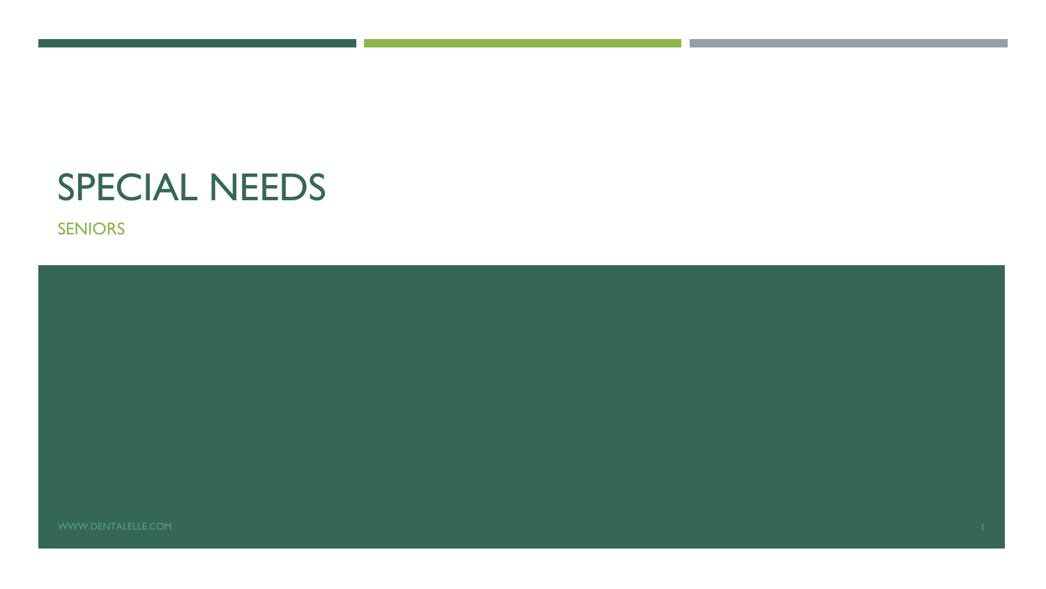# SPECIAL NEEDS

## SENIORS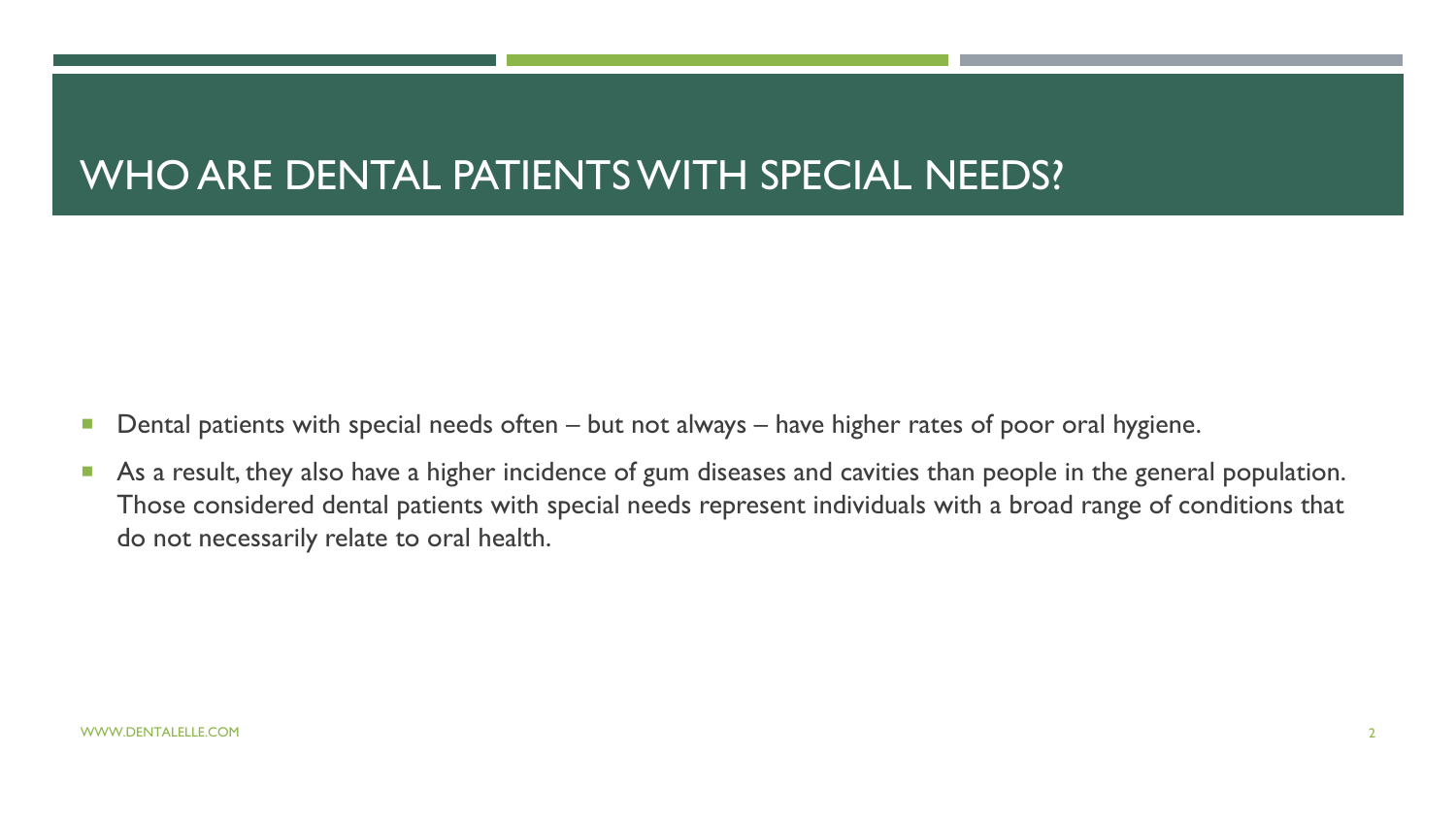# WHO ARE DENTAL PATIENTS WITH SPECIAL NEEDS?

- Dental patients with special needs often – but not always – have higher rates of poor oral hygiene.
- As a result, they also have a higher incidence of gum diseases and cavities than people in the general population. Those considered dental patients with special needs represent individuals with a broad range of conditions that do not necessarily relate to oral health.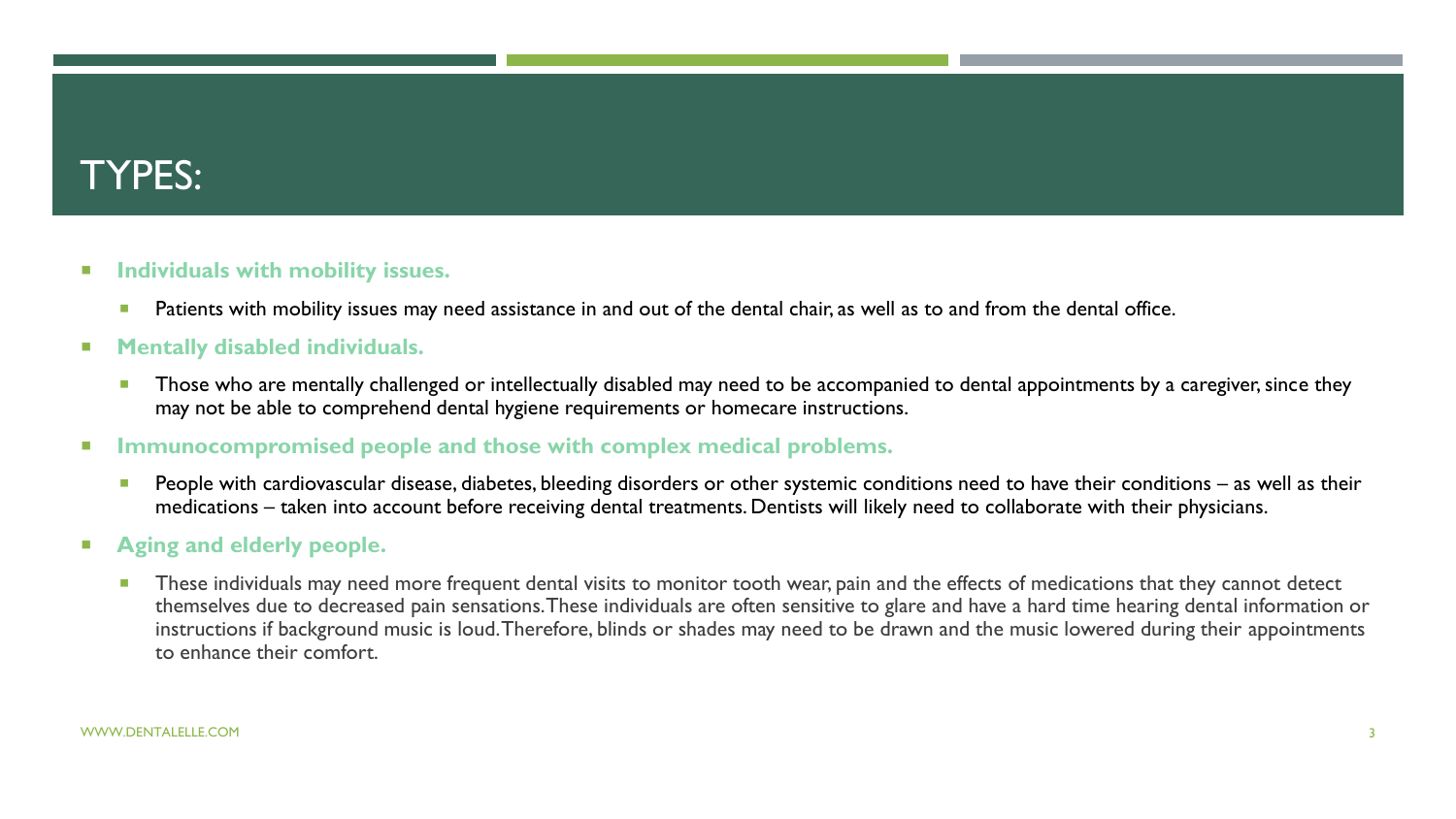# TYPES:

- **Individuals with mobility issues.**
  - Patients with mobility issues may need assistance in and out of the dental chair, as well as to and from the dental office.
- **Mentally disabled individuals.**
  - Those who are mentally challenged or intellectually disabled may need to be accompanied to dental appointments by a caregiver, since they may not be able to comprehend dental hygiene requirements or homecare instructions.
- **Immunocompromised people and those with complex medical problems.**
  - People with cardiovascular disease, diabetes, bleeding disorders or other systemic conditions need to have their conditions – as well as their medications – taken into account before receiving dental treatments. Dentists will likely need to collaborate with their physicians.
- **Aging and elderly people.**
  - These individuals may need more frequent dental visits to monitor tooth wear, pain and the effects of medications that they cannot detect themselves due to decreased pain sensations. These individuals are often sensitive to glare and have a hard time hearing dental information or instructions if background music is loud. Therefore, blinds or shades may need to be drawn and the music lowered during their appointments to enhance their comfort.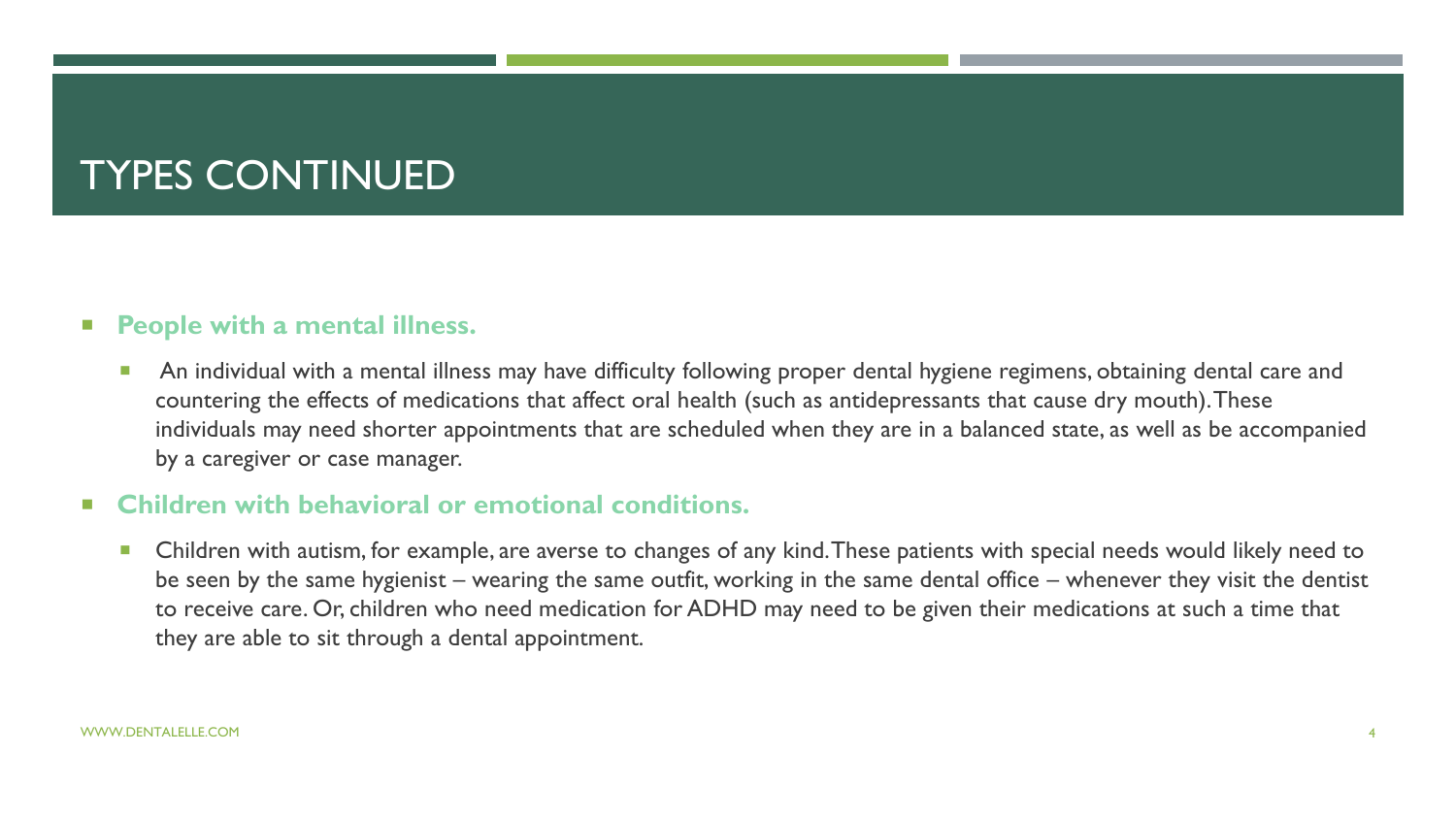# TYPES CONTINUED

- **People with a mental illness.**
  - An individual with a mental illness may have difficulty following proper dental hygiene regimens, obtaining dental care and countering the effects of medications that affect oral health (such as antidepressants that cause dry mouth). These individuals may need shorter appointments that are scheduled when they are in a balanced state, as well as be accompanied by a caregiver or case manager.
- **Children with behavioral or emotional conditions.**
  - Children with autism, for example, are averse to changes of any kind. These patients with special needs would likely need to be seen by the same hygienist – wearing the same outfit, working in the same dental office – whenever they visit the dentist to receive care. Or, children who need medication for ADHD may need to be given their medications at such a time that they are able to sit through a dental appointment.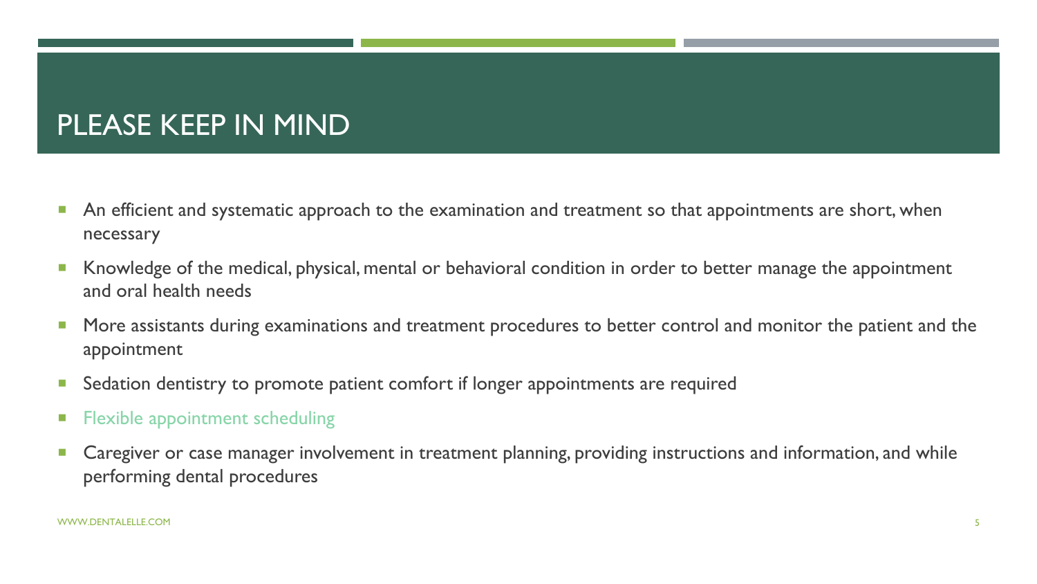# PLEASE KEEP IN MIND

- An efficient and systematic approach to the examination and treatment so that appointments are short, when necessary
- Knowledge of the medical, physical, mental or behavioral condition in order to better manage the appointment and oral health needs
- More assistants during examinations and treatment procedures to better control and monitor the patient and the appointment
- Sedation dentistry to promote patient comfort if longer appointments are required
- Flexible appointment scheduling
- Caregiver or case manager involvement in treatment planning, providing instructions and information, and while performing dental procedures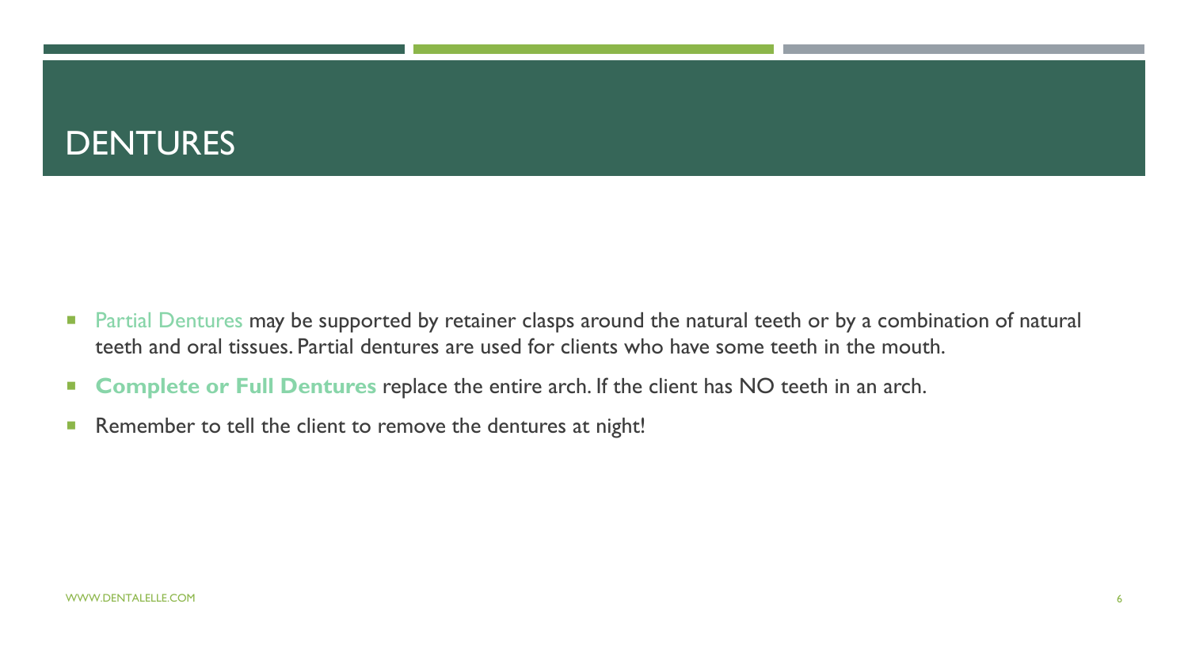# DENTURES

- Partial Dentures may be supported by retainer clasps around the natural teeth or by a combination of natural teeth and oral tissues. Partial dentures are used for clients who have some teeth in the mouth.
- **Complete or Full Dentures** replace the entire arch. If the client has NO teeth in an arch.
- Remember to tell the client to remove the dentures at night!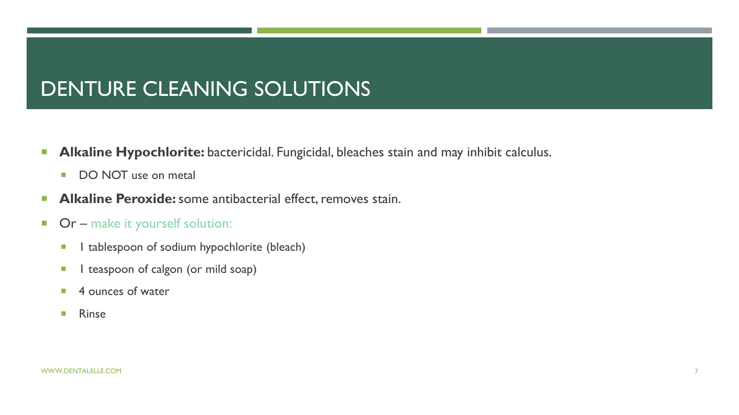# DENTURE CLEANING SOLUTIONS

- **Alkaline Hypochlorite:** bactericidal. Fungicidal, bleaches stain and may inhibit calculus.
  - DO NOT use on metal
- **Alkaline Peroxide:** some antibacterial effect, removes stain.
- Or – make it yourself solution:
  - 1 tablespoon of sodium hypochlorite (bleach)
  - 1 teaspoon of calgon (or mild soap)
  - 4 ounces of water
  - Rinse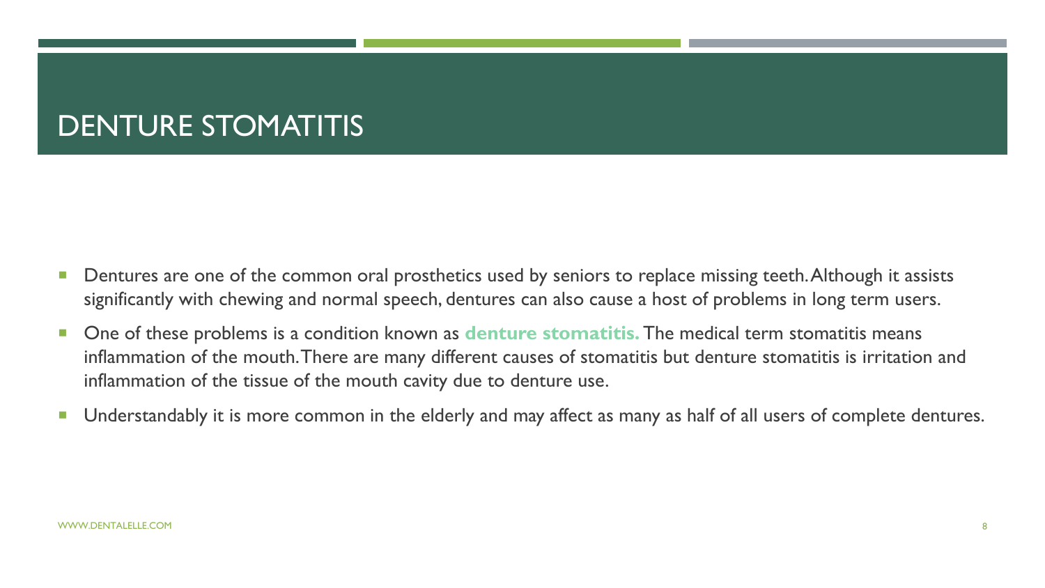# DENTURE STOMATITIS

- Dentures are one of the common oral prosthetics used by seniors to replace missing teeth. Although it assists significantly with chewing and normal speech, dentures can also cause a host of problems in long term users.
- One of these problems is a condition known as **denture stomatitis.** The medical term stomatitis means inflammation of the mouth. There are many different causes of stomatitis but denture stomatitis is irritation and inflammation of the tissue of the mouth cavity due to denture use.
- Understandably it is more common in the elderly and may affect as many as half of all users of complete dentures.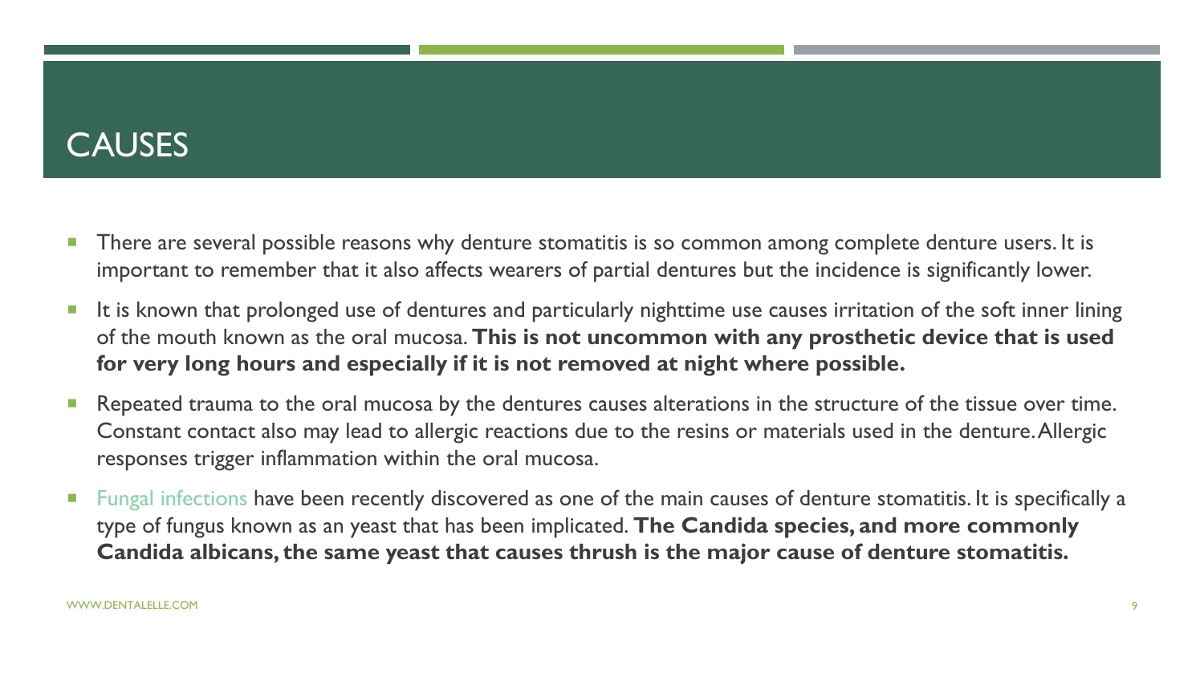# CAUSES

- There are several possible reasons why denture stomatitis is so common among complete denture users. It is important to remember that it also affects wearers of partial dentures but the incidence is significantly lower.
- It is known that prolonged use of dentures and particularly nighttime use causes irritation of the soft inner lining of the mouth known as the oral mucosa. **This is not uncommon with any prosthetic device that is used for very long hours and especially if it is not removed at night where possible.**
- Repeated trauma to the oral mucosa by the dentures causes alterations in the structure of the tissue over time. Constant contact also may lead to allergic reactions due to the resins or materials used in the denture. Allergic responses trigger inflammation within the oral mucosa.
- Fungal infections have been recently discovered as one of the main causes of denture stomatitis. It is specifically a type of fungus known as an yeast that has been implicated. **The Candida species, and more commonly Candida albicans, the same yeast that causes thrush is the major cause of denture stomatitis.**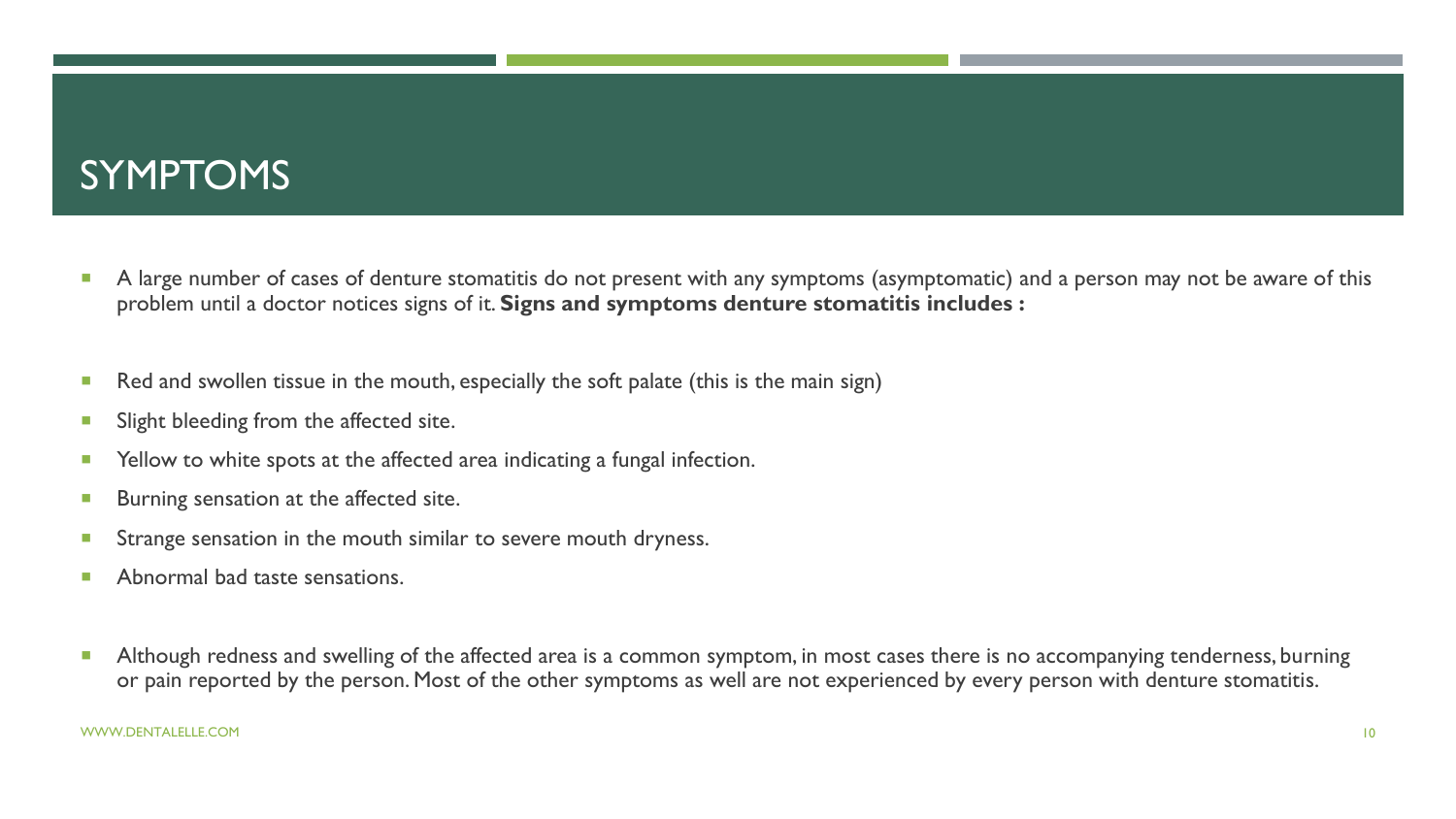# SYMPTOMS

- A large number of cases of denture stomatitis do not present with any symptoms (asymptomatic) and a person may not be aware of this problem until a doctor notices signs of it. **Signs and symptoms denture stomatitis includes :**

- Red and swollen tissue in the mouth, especially the soft palate (this is the main sign)
- Slight bleeding from the affected site.
- Yellow to white spots at the affected area indicating a fungal infection.
- Burning sensation at the affected site.
- Strange sensation in the mouth similar to severe mouth dryness.
- Abnormal bad taste sensations.

- Although redness and swelling of the affected area is a common symptom, in most cases there is no accompanying tenderness, burning or pain reported by the person. Most of the other symptoms as well are not experienced by every person with denture stomatitis.

WWW.DENTALELLE.COM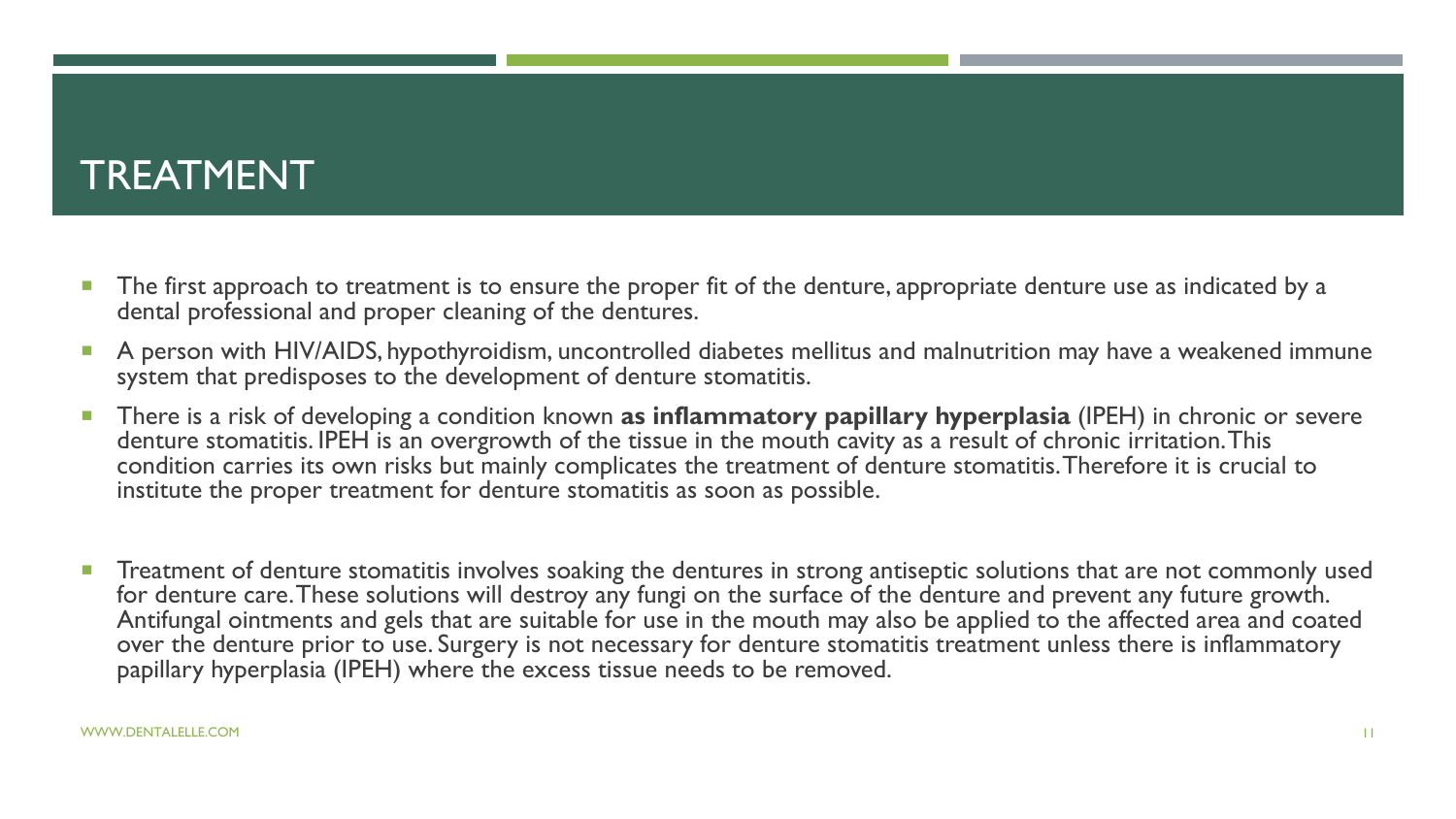# TREATMENT

- The first approach to treatment is to ensure the proper fit of the denture, appropriate denture use as indicated by a dental professional and proper cleaning of the dentures.
- A person with HIV/AIDS, hypothyroidism, uncontrolled diabetes mellitus and malnutrition may have a weakened immune system that predisposes to the development of denture stomatitis.
- There is a risk of developing a condition known **as inflammatory papillary hyperplasia** (IPEH) in chronic or severe denture stomatitis. IPEH is an overgrowth of the tissue in the mouth cavity as a result of chronic irritation. This condition carries its own risks but mainly complicates the treatment of denture stomatitis. Therefore it is crucial to institute the proper treatment for denture stomatitis as soon as possible.
- Treatment of denture stomatitis involves soaking the dentures in strong antiseptic solutions that are not commonly used for denture care. These solutions will destroy any fungi on the surface of the denture and prevent any future growth. Antifungal ointments and gels that are suitable for use in the mouth may also be applied to the affected area and coated over the denture prior to use. Surgery is not necessary for denture stomatitis treatment unless there is inflammatory papillary hyperplasia (IPEH) where the excess tissue needs to be removed.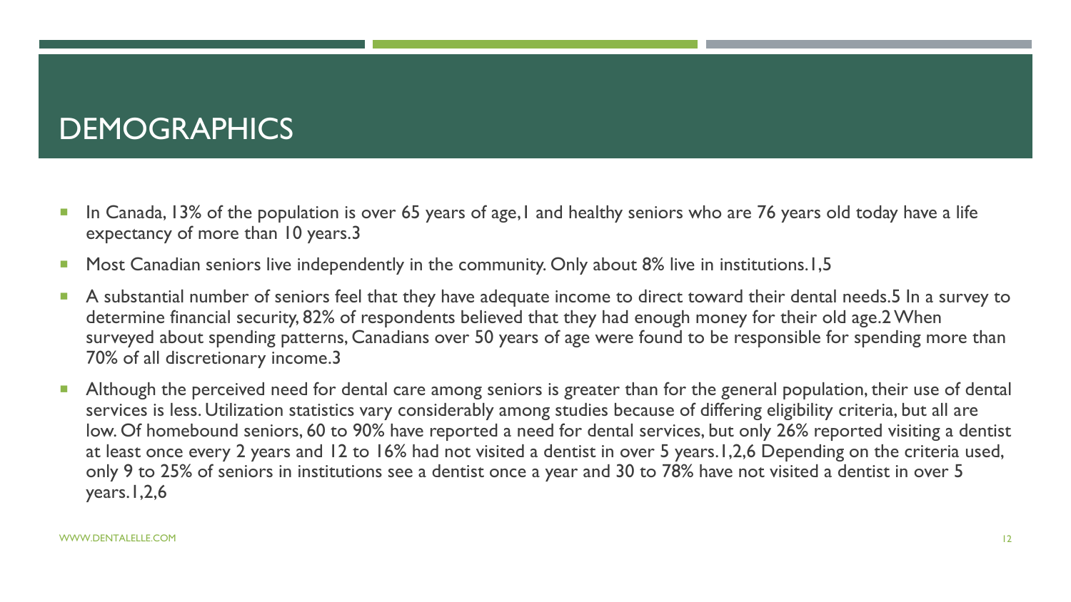# DEMOGRAPHICS

- In Canada, 13% of the population is over 65 years of age,[1] and healthy seniors who are 76 years old today have a life expectancy of more than 10 years.[3]
- Most Canadian seniors live independently in the community. Only about 8% live in institutions.[1,5]
- A substantial number of seniors feel that they have adequate income to direct toward their dental needs.[5] In a survey to determine financial security, 82% of respondents believed that they had enough money for their old age.[2] When surveyed about spending patterns, Canadians over 50 years of age were found to be responsible for spending more than 70% of all discretionary income.[3]
- Although the perceived need for dental care among seniors is greater than for the general population, their use of dental services is less. Utilization statistics vary considerably among studies because of differing eligibility criteria, but all are low. Of homebound seniors, 60 to 90% have reported a need for dental services, but only 26% reported visiting a dentist at least once every 2 years and 12 to 16% had not visited a dentist in over 5 years.[1,2,6] Depending on the criteria used, only 9 to 25% of seniors in institutions see a dentist once a year and 30 to 78% have not visited a dentist in over 5 years.[1,2,6]

WWW.DENTALELLE.COM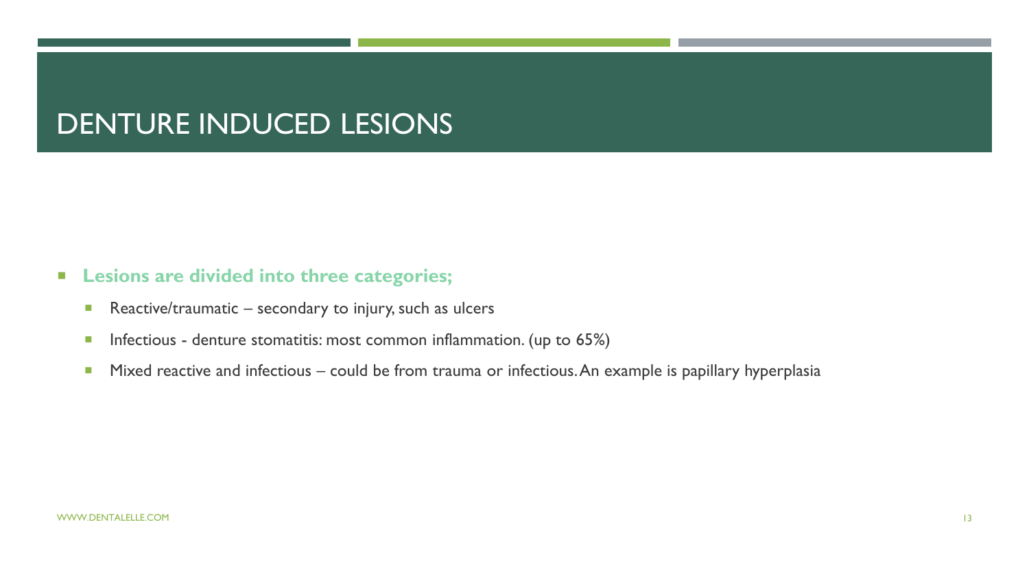# DENTURE INDUCED LESIONS

- **Lesions are divided into three categories;**
  - Reactive/traumatic – secondary to injury, such as ulcers
  - Infectious - denture stomatitis: most common inflammation. (up to 65%)
  - Mixed reactive and infectious – could be from trauma or infectious. An example is papillary hyperplasia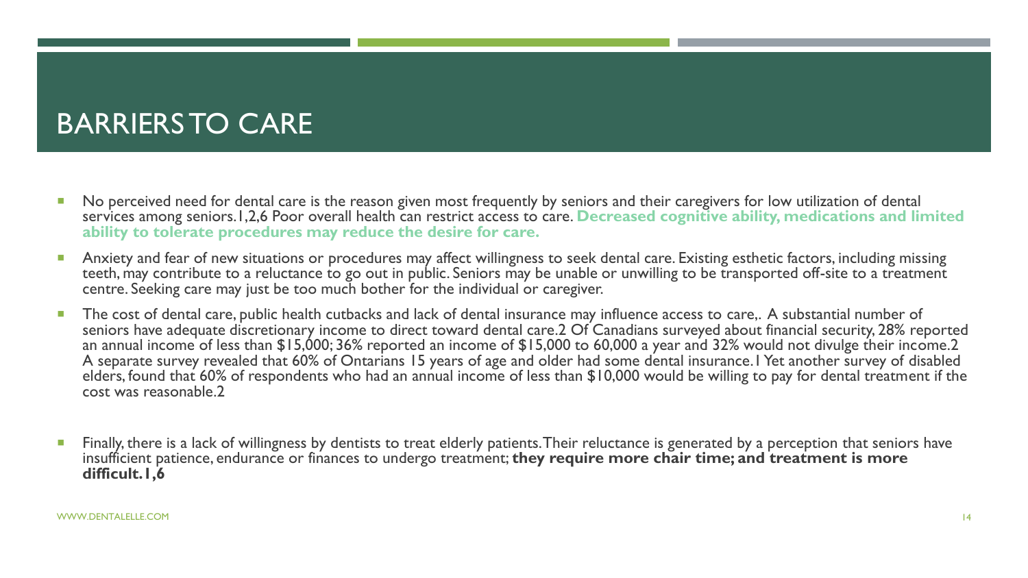# BARRIERS TO CARE

- No perceived need for dental care is the reason given most frequently by seniors and their caregivers for low utilization of dental services among seniors.1,2,6 Poor overall health can restrict access to care. **Decreased cognitive ability, medications and limited ability to tolerate procedures may reduce the desire for care.**
- Anxiety and fear of new situations or procedures may affect willingness to seek dental care. Existing esthetic factors, including missing teeth, may contribute to a reluctance to go out in public. Seniors may be unable or unwilling to be transported off-site to a treatment centre. Seeking care may just be too much bother for the individual or caregiver.
- The cost of dental care, public health cutbacks and lack of dental insurance may influence access to care,. A substantial number of seniors have adequate discretionary income to direct toward dental care.2 Of Canadians surveyed about financial security, 28% reported an annual income of less than $15,000; 36% reported an income of $15,000 to 60,000 a year and 32% would not divulge their income.2 A separate survey revealed that 60% of Ontarians 15 years of age and older had some dental insurance.1 Yet another survey of disabled elders, found that 60% of respondents who had an annual income of less than $10,000 would be willing to pay for dental treatment if the cost was reasonable.2
- Finally, there is a lack of willingness by dentists to treat elderly patients. Their reluctance is generated by a perception that seniors have insufficient patience, endurance or finances to undergo treatment; **they require more chair time; and treatment is more difficult.1,6**

WWW.DENTALELLE.COM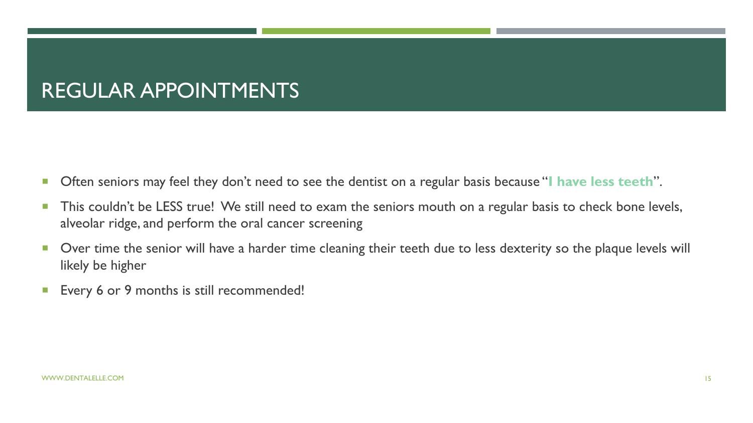# REGULAR APPOINTMENTS

- Often seniors may feel they don't need to see the dentist on a regular basis because "**I have less teeth**".
- This couldn't be LESS true! We still need to exam the seniors mouth on a regular basis to check bone levels, alveolar ridge, and perform the oral cancer screening
- Over time the senior will have a harder time cleaning their teeth due to less dexterity so the plaque levels will likely be higher
- Every 6 or 9 months is still recommended!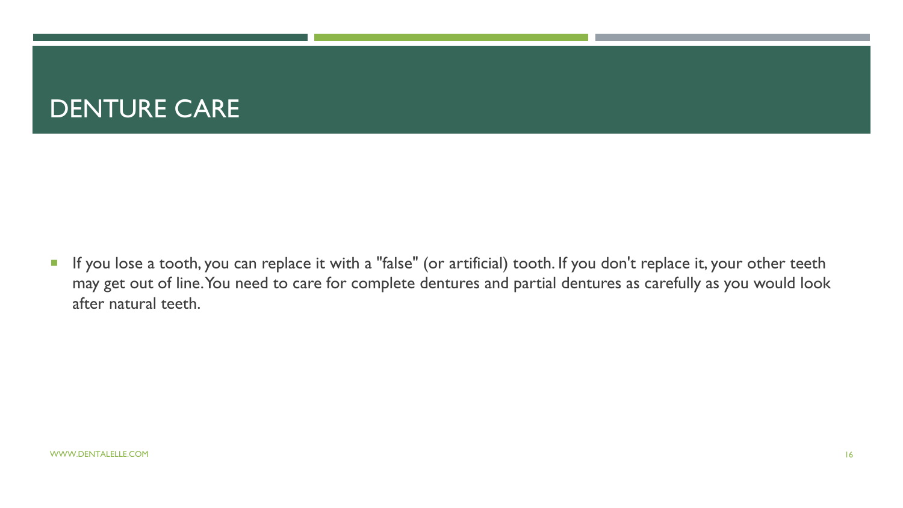# DENTURE CARE

- If you lose a tooth, you can replace it with a "false" (or artificial) tooth. If you don't replace it, your other teeth may get out of line. You need to care for complete dentures and partial dentures as carefully as you would look after natural teeth.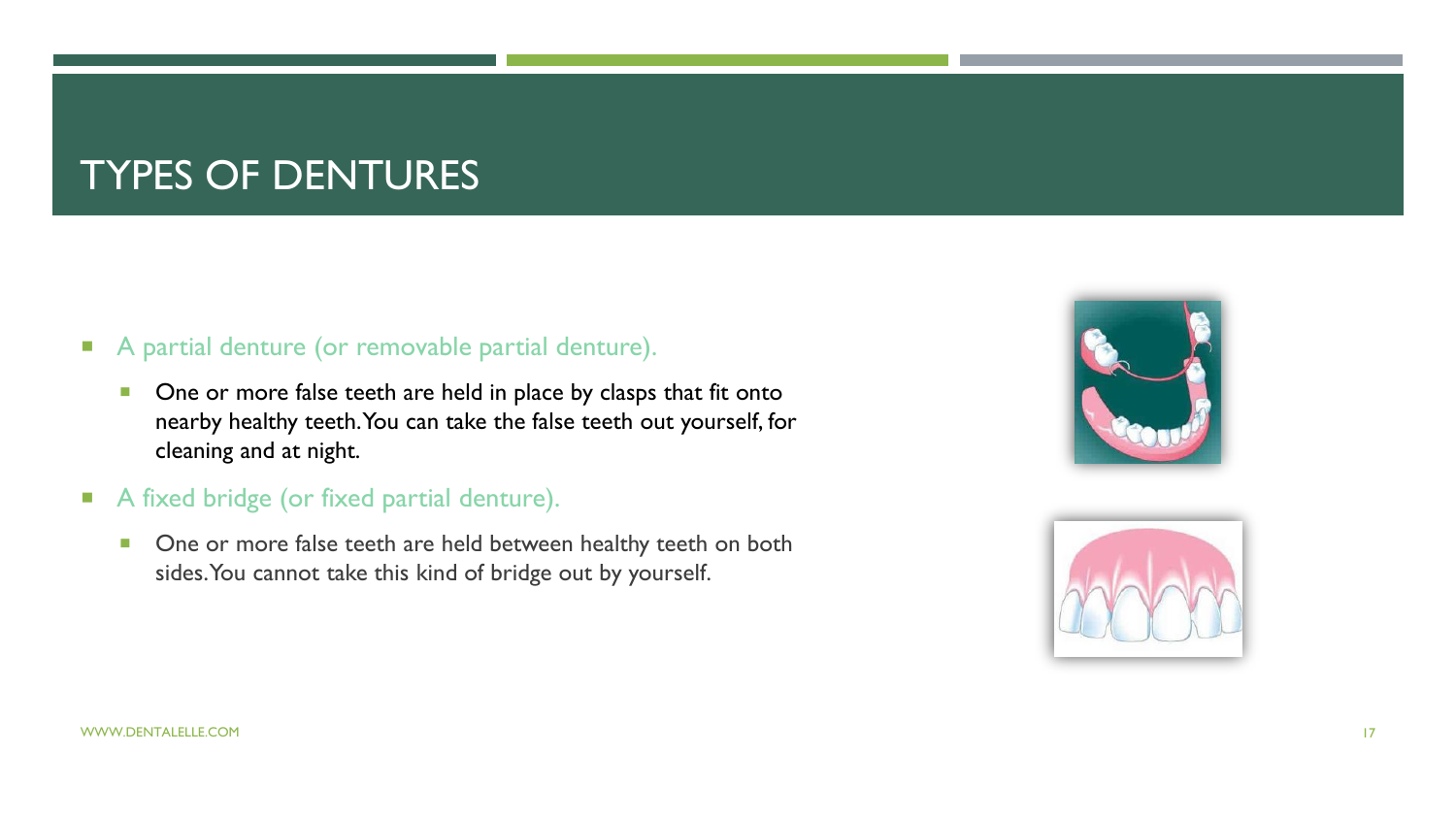# TYPES OF DENTURES

- A partial denture (or removable partial denture).
  - One or more false teeth are held in place by clasps that fit onto nearby healthy teeth. You can take the false teeth out yourself, for cleaning and at night.
- A fixed bridge (or fixed partial denture).
  - One or more false teeth are held between healthy teeth on both sides. You cannot take this kind of bridge out by yourself.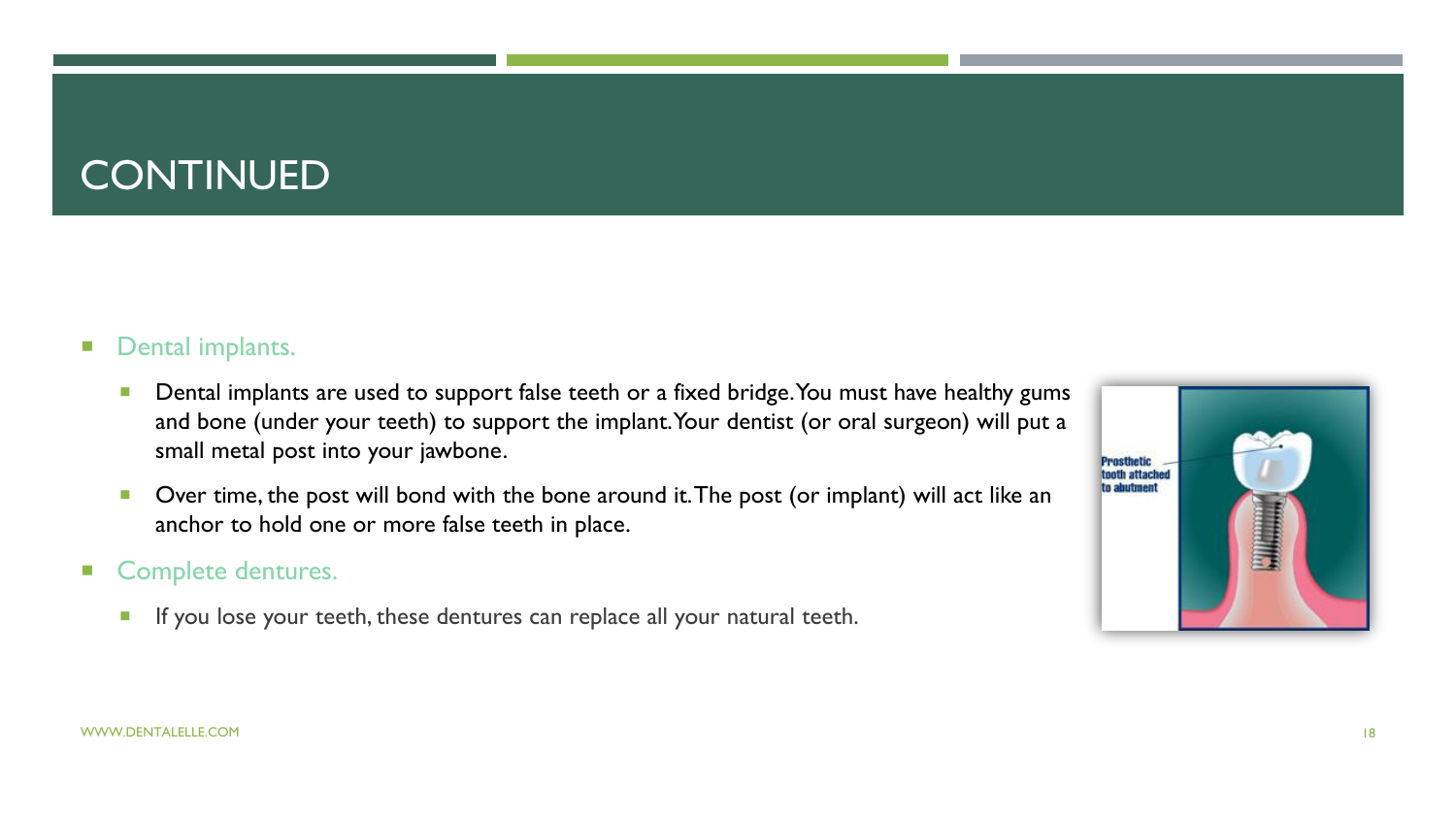# CONTINUED

- Dental implants.
  - Dental implants are used to support false teeth or a fixed bridge. You must have healthy gums and bone (under your teeth) to support the implant. Your dentist (or oral surgeon) will put a small metal post into your jawbone.
  - Over time, the post will bond with the bone around it. The post (or implant) will act like an anchor to hold one or more false teeth in place.
- Complete dentures.
  - If you lose your teeth, these dentures can replace all your natural teeth.

WWW.DENTALELLE.COM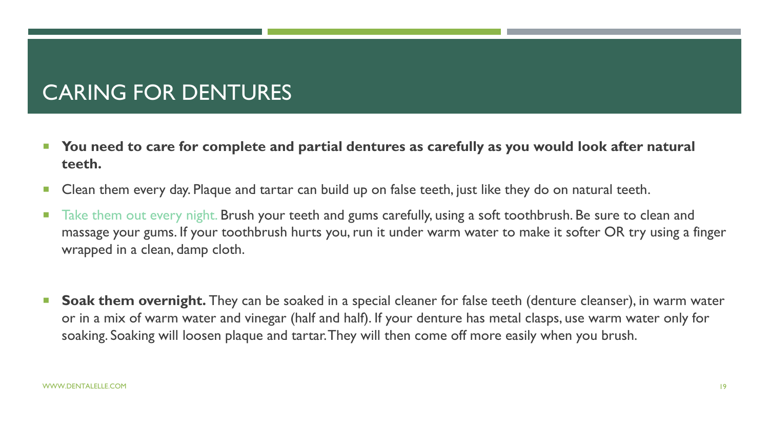# CARING FOR DENTURES

- **You need to care for complete and partial dentures as carefully as you would look after natural teeth.**
- Clean them every day. Plaque and tartar can build up on false teeth, just like they do on natural teeth.
- Take them out every night. Brush your teeth and gums carefully, using a soft toothbrush. Be sure to clean and massage your gums. If your toothbrush hurts you, run it under warm water to make it softer OR try using a finger wrapped in a clean, damp cloth.
- **Soak them overnight.** They can be soaked in a special cleaner for false teeth (denture cleanser), in warm water or in a mix of warm water and vinegar (half and half). If your denture has metal clasps, use warm water only for soaking. Soaking will loosen plaque and tartar. They will then come off more easily when you brush.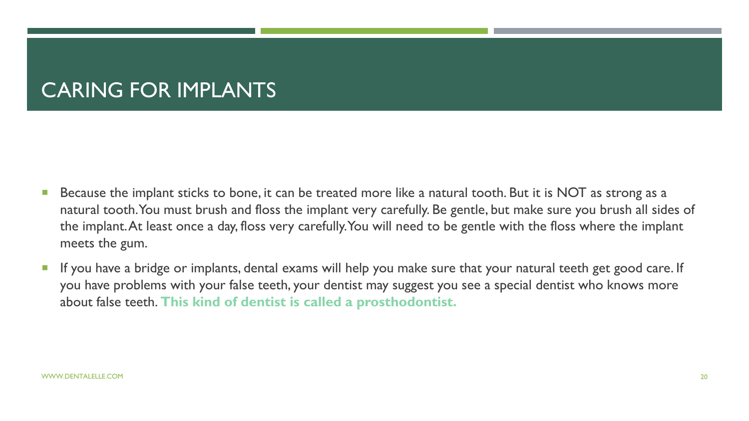# CARING FOR IMPLANTS

- Because the implant sticks to bone, it can be treated more like a natural tooth. But it is NOT as strong as a natural tooth. You must brush and floss the implant very carefully. Be gentle, but make sure you brush all sides of the implant. At least once a day, floss very carefully. You will need to be gentle with the floss where the implant meets the gum.
- If you have a bridge or implants, dental exams will help you make sure that your natural teeth get good care. If you have problems with your false teeth, your dentist may suggest you see a special dentist who knows more about false teeth. **This kind of dentist is called a prosthodontist.**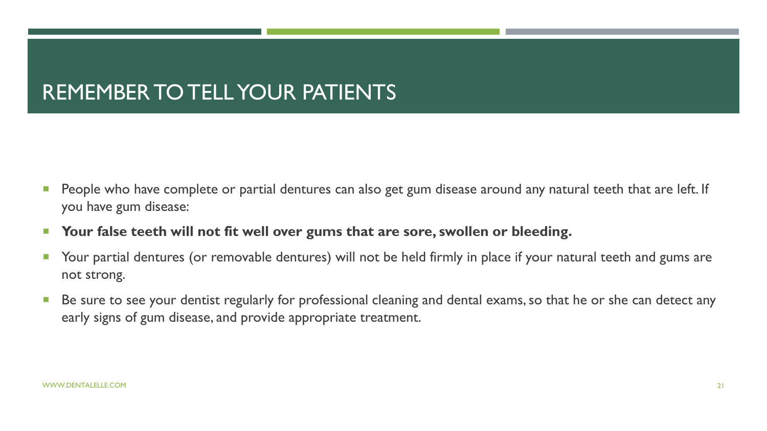# REMEMBER TO TELL YOUR PATIENTS

- People who have complete or partial dentures can also get gum disease around any natural teeth that are left. If you have gum disease:
- **Your false teeth will not fit well over gums that are sore, swollen or bleeding.**
- Your partial dentures (or removable dentures) will not be held firmly in place if your natural teeth and gums are not strong.
- Be sure to see your dentist regularly for professional cleaning and dental exams, so that he or she can detect any early signs of gum disease, and provide appropriate treatment.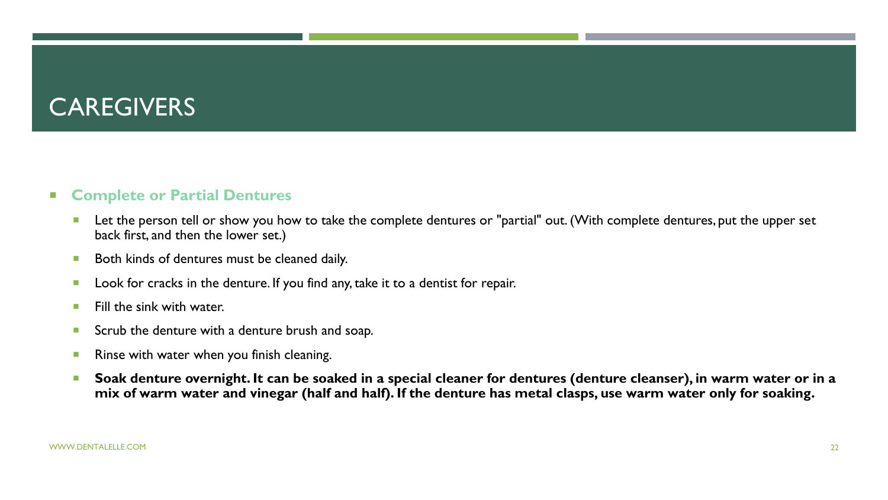# CAREGIVERS

- **Complete or Partial Dentures**
  - Let the person tell or show you how to take the complete dentures or "partial" out. (With complete dentures, put the upper set back first, and then the lower set.)
  - Both kinds of dentures must be cleaned daily.
  - Look for cracks in the denture. If you find any, take it to a dentist for repair.
  - Fill the sink with water.
  - Scrub the denture with a denture brush and soap.
  - Rinse with water when you finish cleaning.
  - **Soak denture overnight. It can be soaked in a special cleaner for dentures (denture cleanser), in warm water or in a mix of warm water and vinegar (half and half). If the denture has metal clasps, use warm water only for soaking.**

WWW.DENTALELLE.COM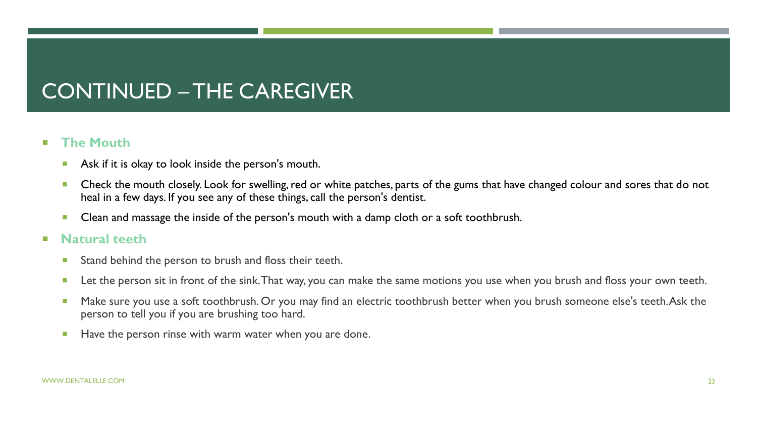# CONTINUED – THE CAREGIVER

- **The Mouth**
  - Ask if it is okay to look inside the person's mouth.
  - Check the mouth closely. Look for swelling, red or white patches, parts of the gums that have changed colour and sores that do not heal in a few days. If you see any of these things, call the person's dentist.
  - Clean and massage the inside of the person's mouth with a damp cloth or a soft toothbrush.
- **Natural teeth**
  - Stand behind the person to brush and floss their teeth.
  - Let the person sit in front of the sink. That way, you can make the same motions you use when you brush and floss your own teeth.
  - Make sure you use a soft toothbrush. Or you may find an electric toothbrush better when you brush someone else's teeth. Ask the person to tell you if you are brushing too hard.
  - Have the person rinse with warm water when you are done.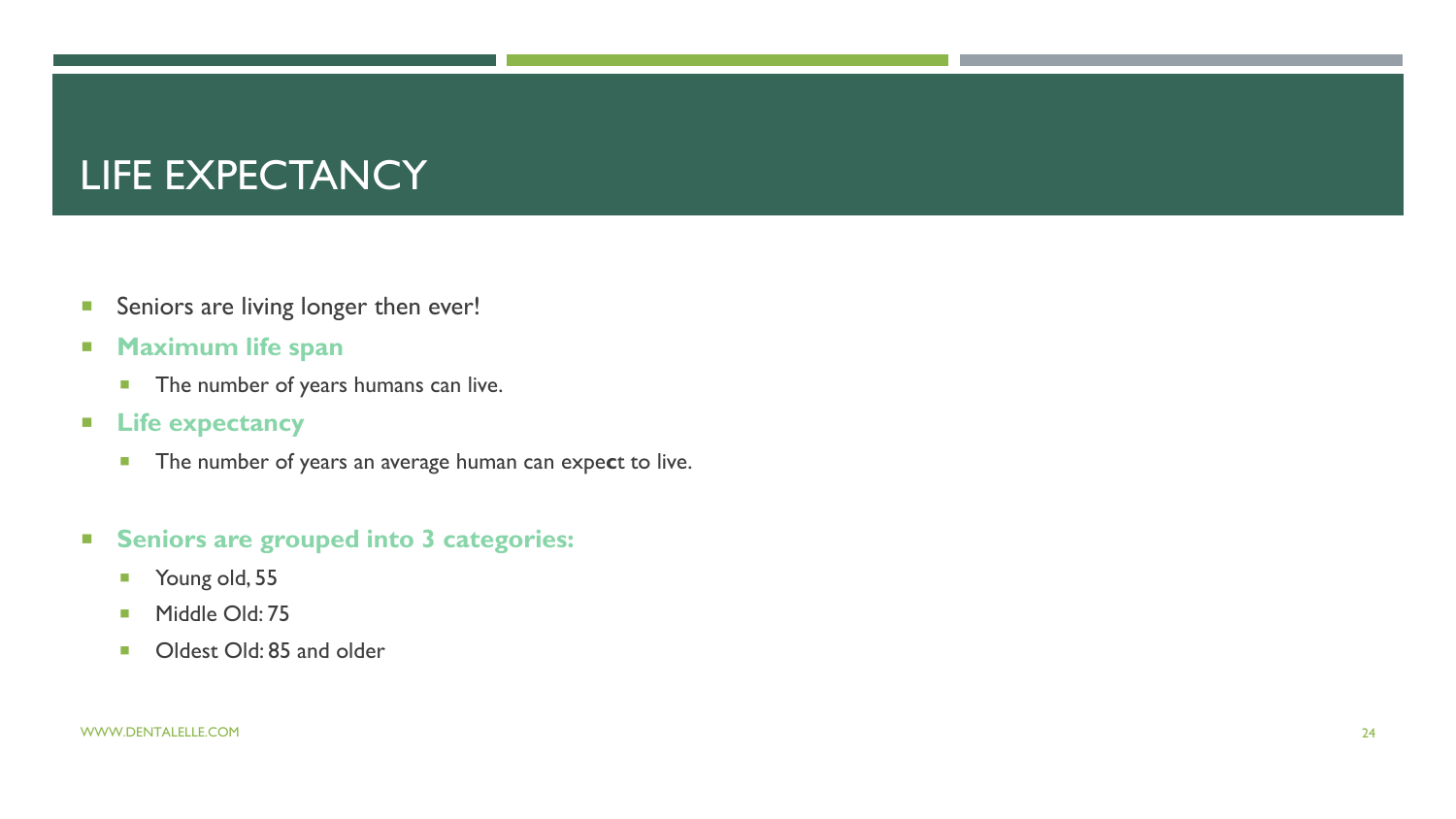# LIFE EXPECTANCY

- Seniors are living longer then ever!
- **Maximum life span**
  - The number of years humans can live.
- **Life expectancy**
  - The number of years an average human can expect to live.

- **Seniors are grouped into 3 categories:**
  - Young old, 55
  - Middle Old: 75
  - Oldest Old: 85 and older

WWW.DENTALELLE.COM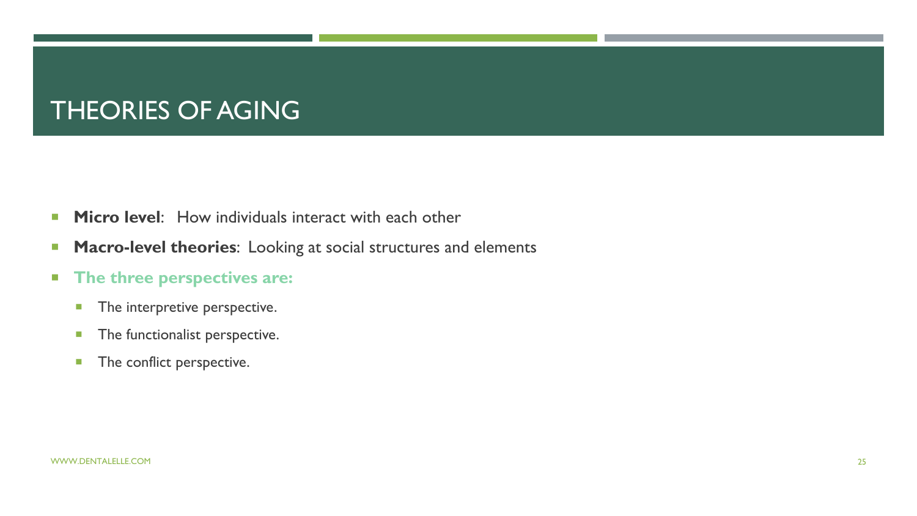# THEORIES OF AGING

- **Micro level**: How individuals interact with each other
- **Macro-level theories**: Looking at social structures and elements
- **The three perspectives are:**
  - The interpretive perspective.
  - The functionalist perspective.
  - The conflict perspective.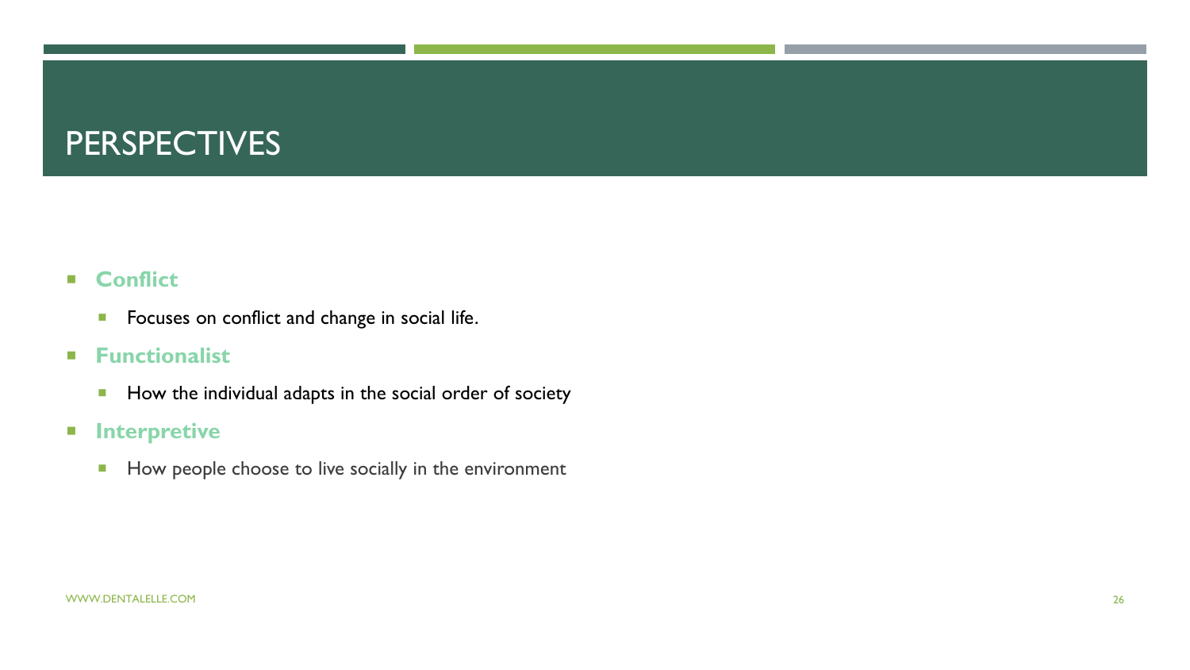# PERSPECTIVES

- **Conflict**
  - Focuses on conflict and change in social life.
- **Functionalist**
  - How the individual adapts in the social order of society
- **Interpretive**
  - How people choose to live socially in the environment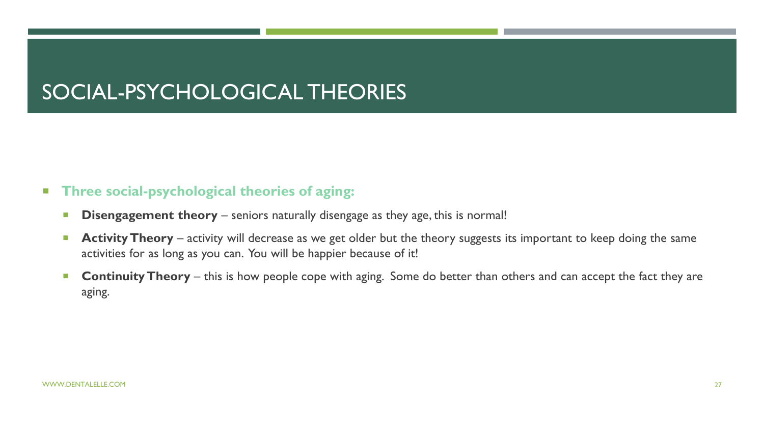# SOCIAL-PSYCHOLOGICAL THEORIES

- **Three social-psychological theories of aging:**
  - **Disengagement theory** – seniors naturally disengage as they age, this is normal!
  - **Activity Theory** – activity will decrease as we get older but the theory suggests its important to keep doing the same activities for as long as you can. You will be happier because of it!
  - **Continuity Theory** – this is how people cope with aging. Some do better than others and can accept the fact they are aging.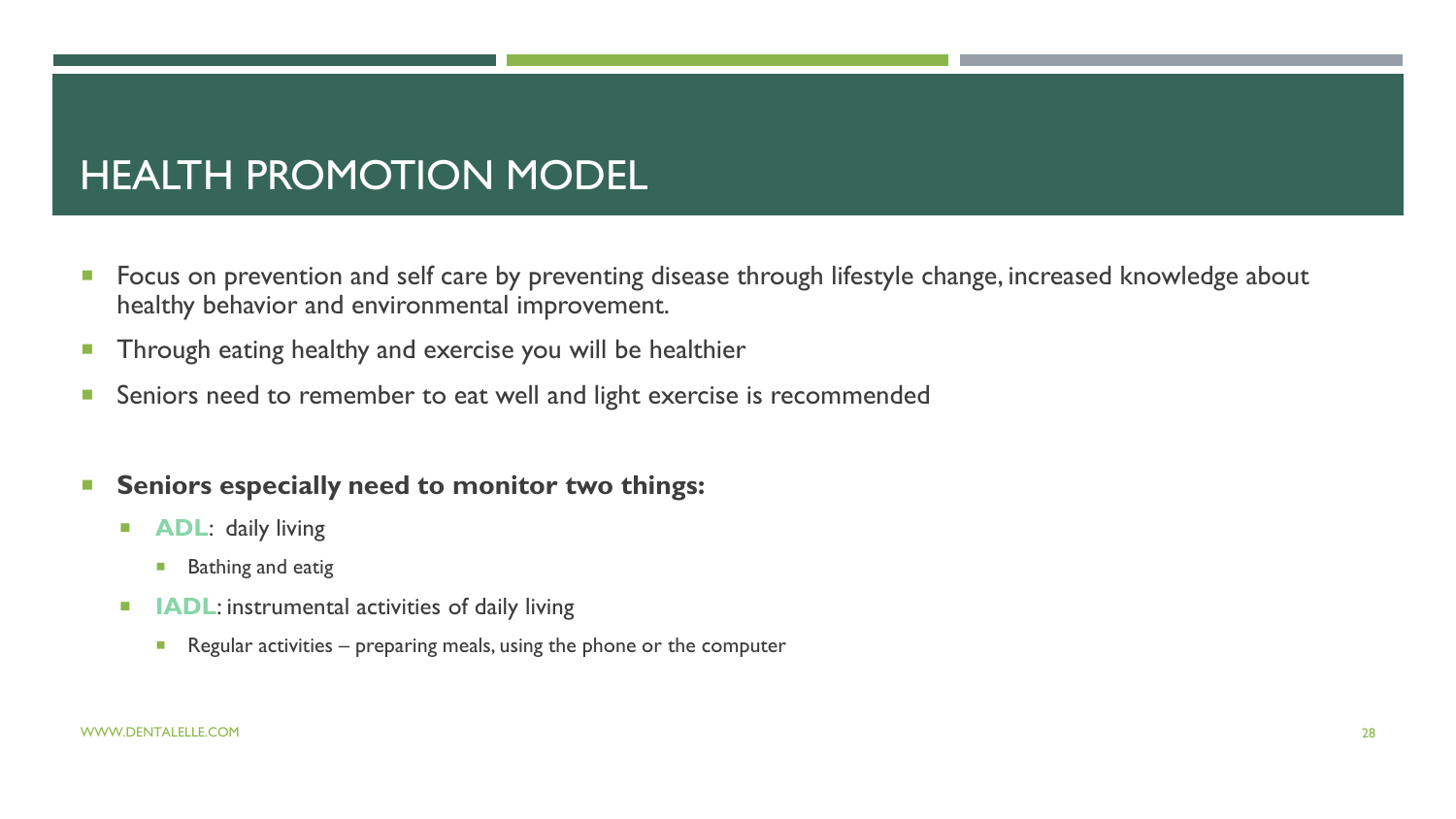# HEALTH PROMOTION MODEL

- Focus on prevention and self care by preventing disease through lifestyle change, increased knowledge about healthy behavior and environmental improvement.
- Through eating healthy and exercise you will be healthier
- Seniors need to remember to eat well and light exercise is recommended

- **Seniors especially need to monitor two things:**
  - **ADL**: daily living
    - Bathing and eatig
  - **IADL**: instrumental activities of daily living
    - Regular activities – preparing meals, using the phone or the computer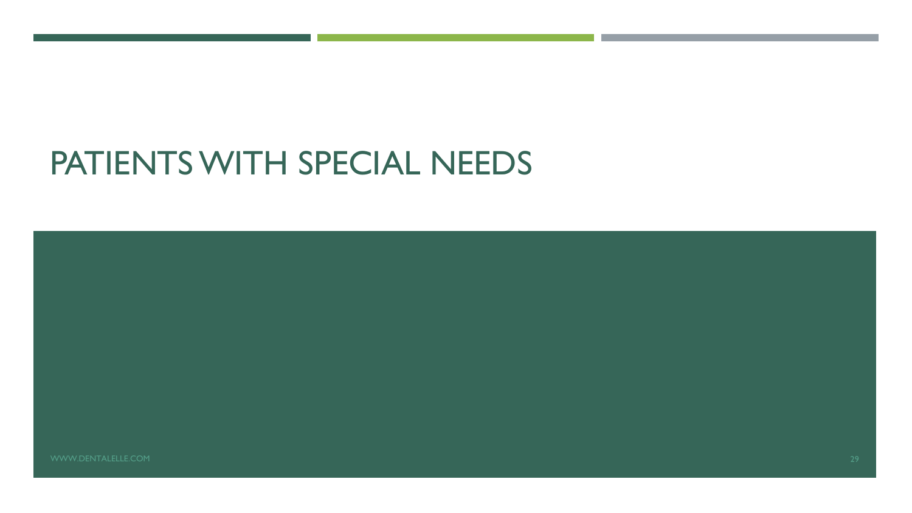# PATIENTS WITH SPECIAL NEEDS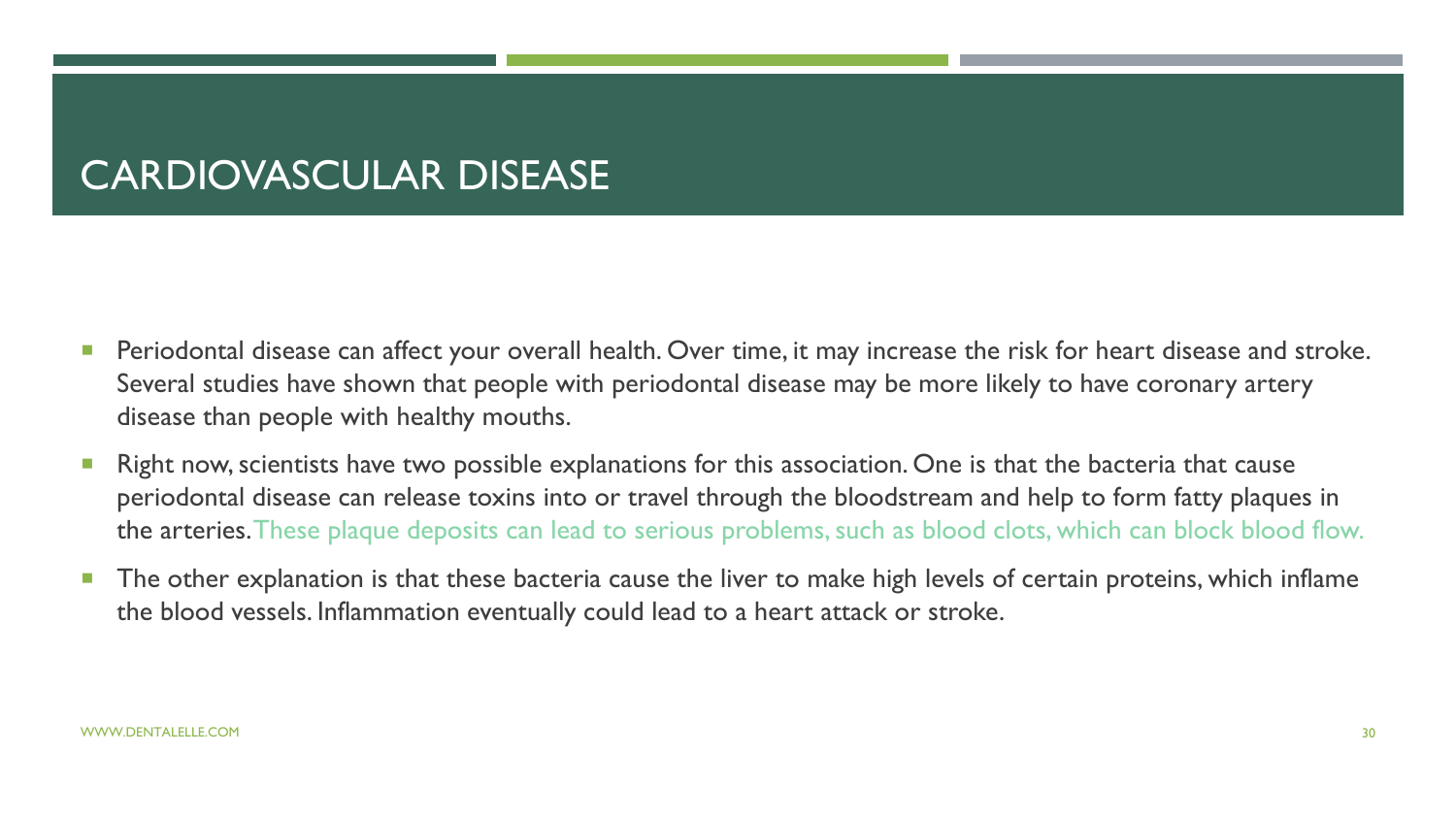# CARDIOVASCULAR DISEASE

- Periodontal disease can affect your overall health. Over time, it may increase the risk for heart disease and stroke. Several studies have shown that people with periodontal disease may be more likely to have coronary artery disease than people with healthy mouths.
- Right now, scientists have two possible explanations for this association. One is that the bacteria that cause periodontal disease can release toxins into or travel through the bloodstream and help to form fatty plaques in the arteries. These plaque deposits can lead to serious problems, such as blood clots, which can block blood flow.
- The other explanation is that these bacteria cause the liver to make high levels of certain proteins, which inflame the blood vessels. Inflammation eventually could lead to a heart attack or stroke.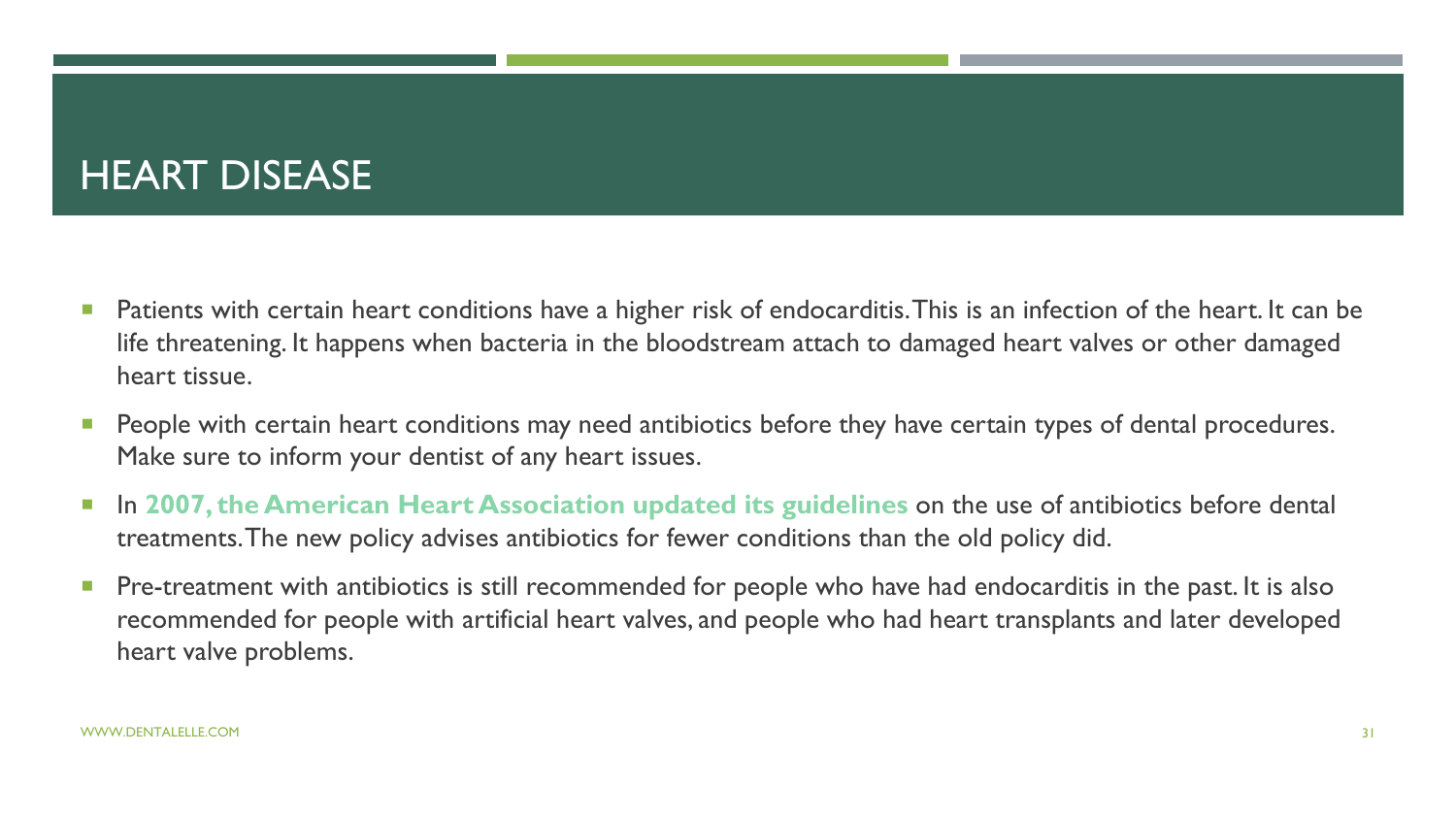# HEART DISEASE

- Patients with certain heart conditions have a higher risk of endocarditis. This is an infection of the heart. It can be life threatening. It happens when bacteria in the bloodstream attach to damaged heart valves or other damaged heart tissue.
- People with certain heart conditions may need antibiotics before they have certain types of dental procedures. Make sure to inform your dentist of any heart issues.
- In **2007, the American Heart Association updated its guidelines** on the use of antibiotics before dental treatments. The new policy advises antibiotics for fewer conditions than the old policy did.
- Pre-treatment with antibiotics is still recommended for people who have had endocarditis in the past. It is also recommended for people with artificial heart valves, and people who had heart transplants and later developed heart valve problems.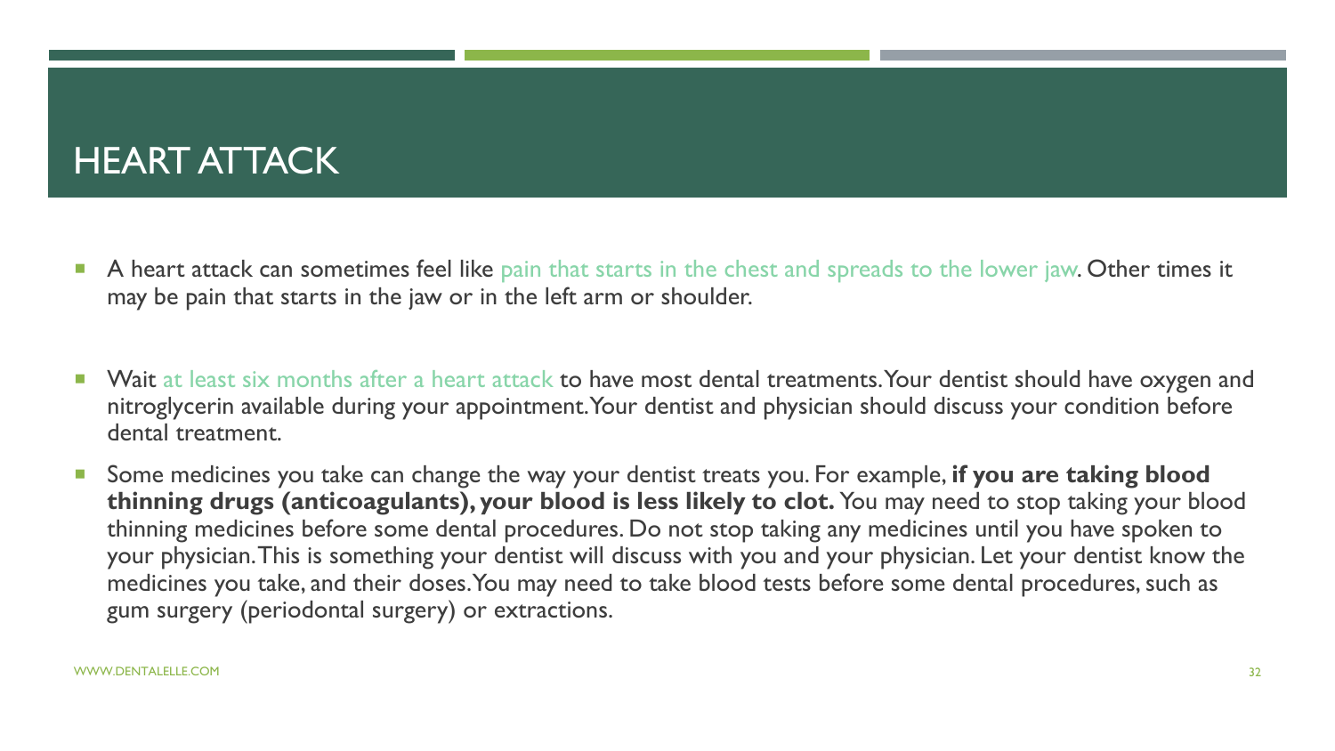# HEART ATTACK

- A heart attack can sometimes feel like pain that starts in the chest and spreads to the lower jaw. Other times it may be pain that starts in the jaw or in the left arm or shoulder.
- Wait at least six months after a heart attack to have most dental treatments. Your dentist should have oxygen and nitroglycerin available during your appointment. Your dentist and physician should discuss your condition before dental treatment.
- Some medicines you take can change the way your dentist treats you. For example, **if you are taking blood thinning drugs (anticoagulants), your blood is less likely to clot.** You may need to stop taking your blood thinning medicines before some dental procedures. Do not stop taking any medicines until you have spoken to your physician. This is something your dentist will discuss with you and your physician. Let your dentist know the medicines you take, and their doses. You may need to take blood tests before some dental procedures, such as gum surgery (periodontal surgery) or extractions.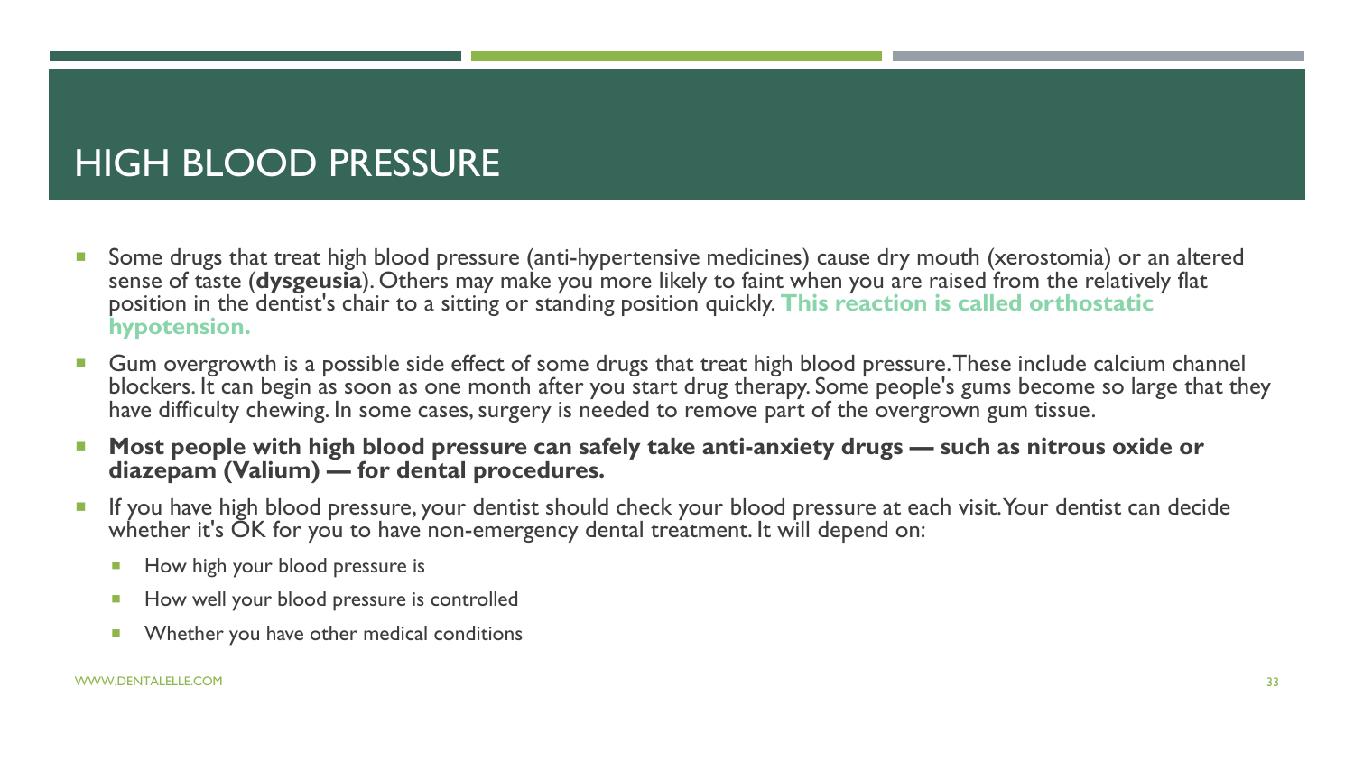# HIGH BLOOD PRESSURE

- Some drugs that treat high blood pressure (anti-hypertensive medicines) cause dry mouth (xerostomia) or an altered sense of taste (**dysgeusia**). Others may make you more likely to faint when you are raised from the relatively flat position in the dentist's chair to a sitting or standing position quickly. **This reaction is called orthostatic hypotension.**
- Gum overgrowth is a possible side effect of some drugs that treat high blood pressure. These include calcium channel blockers. It can begin as soon as one month after you start drug therapy. Some people's gums become so large that they have difficulty chewing. In some cases, surgery is needed to remove part of the overgrown gum tissue.
- **Most people with high blood pressure can safely take anti-anxiety drugs — such as nitrous oxide or diazepam (Valium) — for dental procedures.**
- If you have high blood pressure, your dentist should check your blood pressure at each visit. Your dentist can decide whether it's OK for you to have non-emergency dental treatment. It will depend on:
  - How high your blood pressure is
  - How well your blood pressure is controlled
  - Whether you have other medical conditions

WWW.DENTALELLE.COM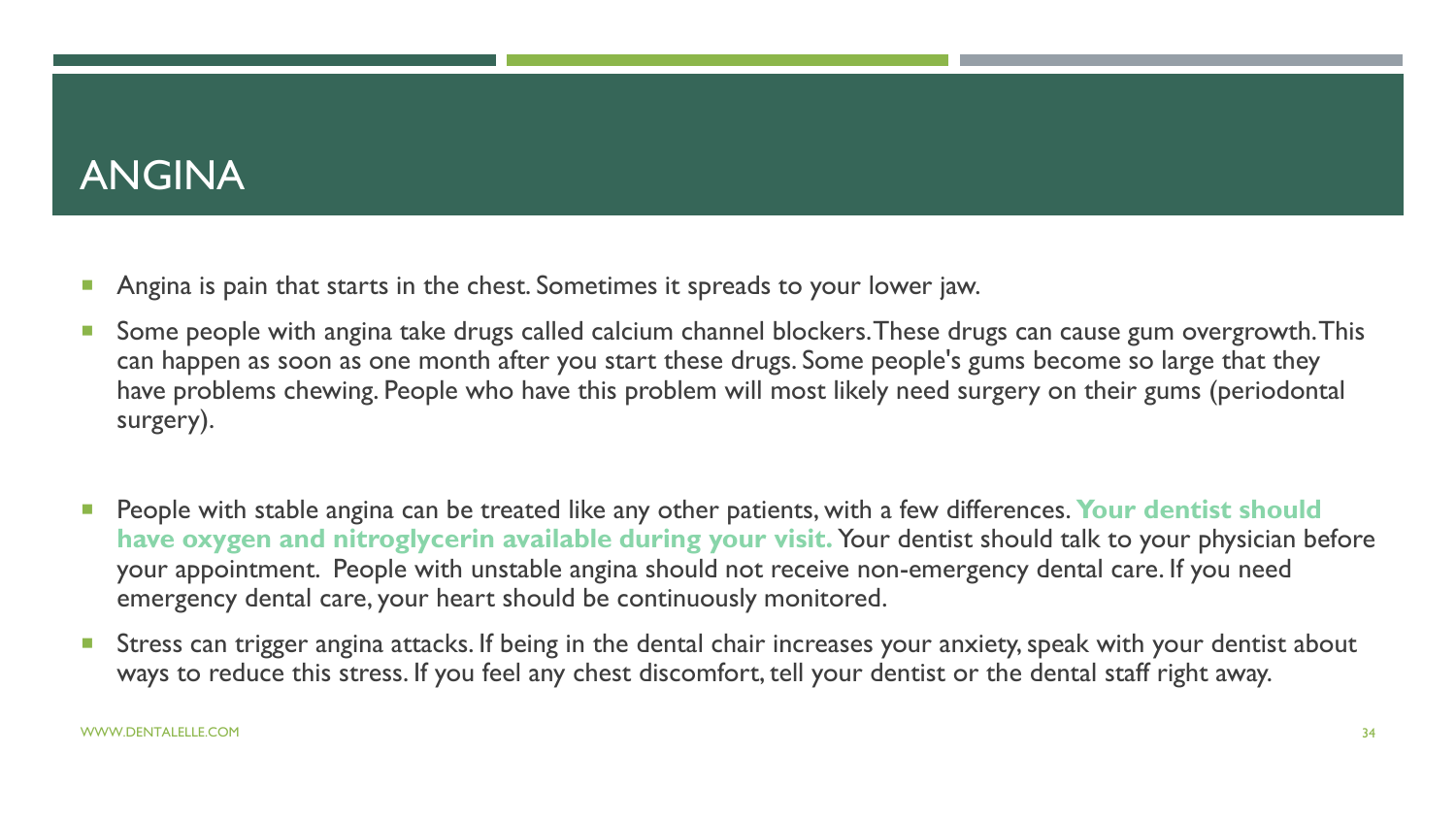# ANGINA

- Angina is pain that starts in the chest. Sometimes it spreads to your lower jaw.
- Some people with angina take drugs called calcium channel blockers. These drugs can cause gum overgrowth. This can happen as soon as one month after you start these drugs. Some people's gums become so large that they have problems chewing. People who have this problem will most likely need surgery on their gums (periodontal surgery).
- People with stable angina can be treated like any other patients, with a few differences. **Your dentist should have oxygen and nitroglycerin available during your visit.** Your dentist should talk to your physician before your appointment. People with unstable angina should not receive non-emergency dental care. If you need emergency dental care, your heart should be continuously monitored.
- Stress can trigger angina attacks. If being in the dental chair increases your anxiety, speak with your dentist about ways to reduce this stress. If you feel any chest discomfort, tell your dentist or the dental staff right away.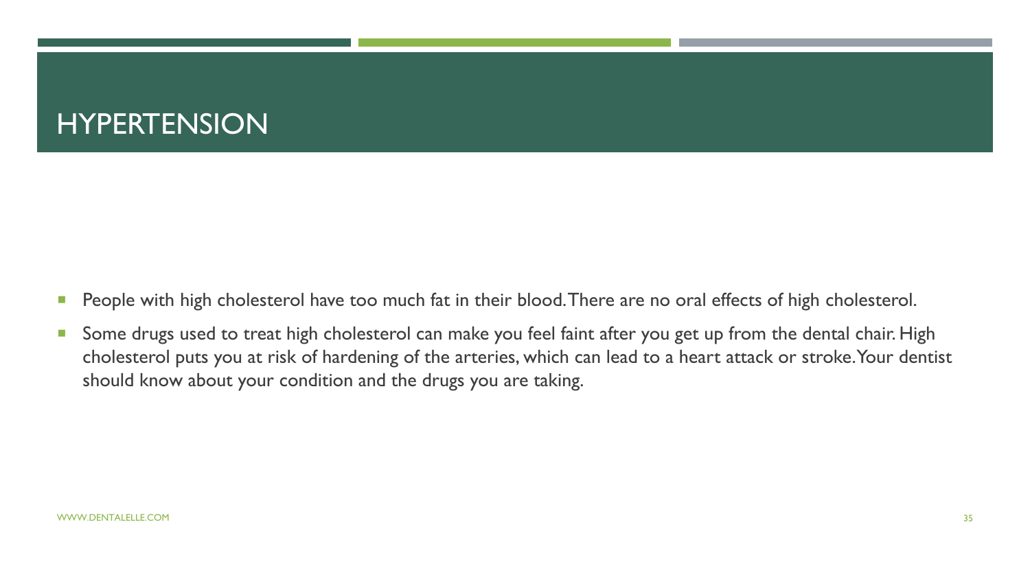# HYPERTENSION

- People with high cholesterol have too much fat in their blood. There are no oral effects of high cholesterol.
- Some drugs used to treat high cholesterol can make you feel faint after you get up from the dental chair. High cholesterol puts you at risk of hardening of the arteries, which can lead to a heart attack or stroke. Your dentist should know about your condition and the drugs you are taking.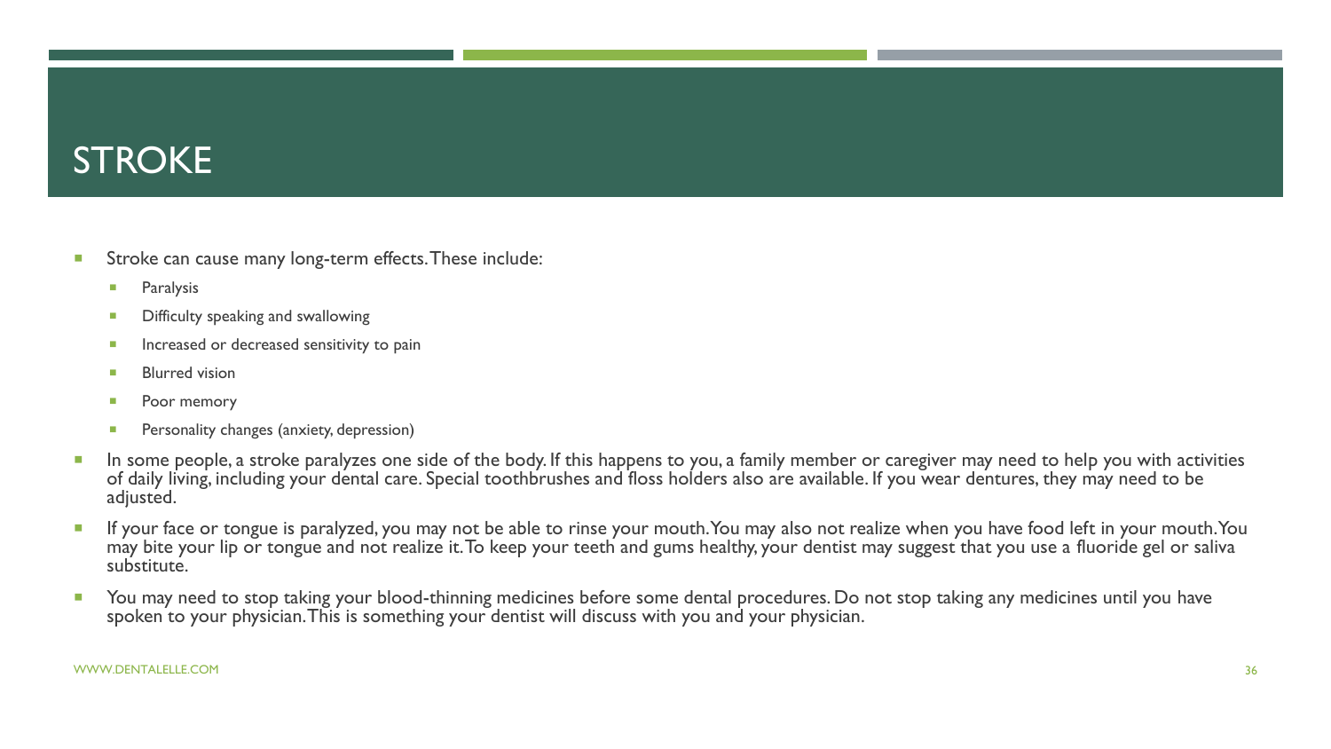# STROKE

- Stroke can cause many long-term effects. These include:
  - Paralysis
  - Difficulty speaking and swallowing
  - Increased or decreased sensitivity to pain
  - Blurred vision
  - Poor memory
  - Personality changes (anxiety, depression)
- In some people, a stroke paralyzes one side of the body. If this happens to you, a family member or caregiver may need to help you with activities of daily living, including your dental care. Special toothbrushes and floss holders also are available. If you wear dentures, they may need to be adjusted.
- If your face or tongue is paralyzed, you may not be able to rinse your mouth. You may also not realize when you have food left in your mouth. You may bite your lip or tongue and not realize it. To keep your teeth and gums healthy, your dentist may suggest that you use a fluoride gel or saliva substitute.
- You may need to stop taking your blood-thinning medicines before some dental procedures. Do not stop taking any medicines until you have spoken to your physician. This is something your dentist will discuss with you and your physician.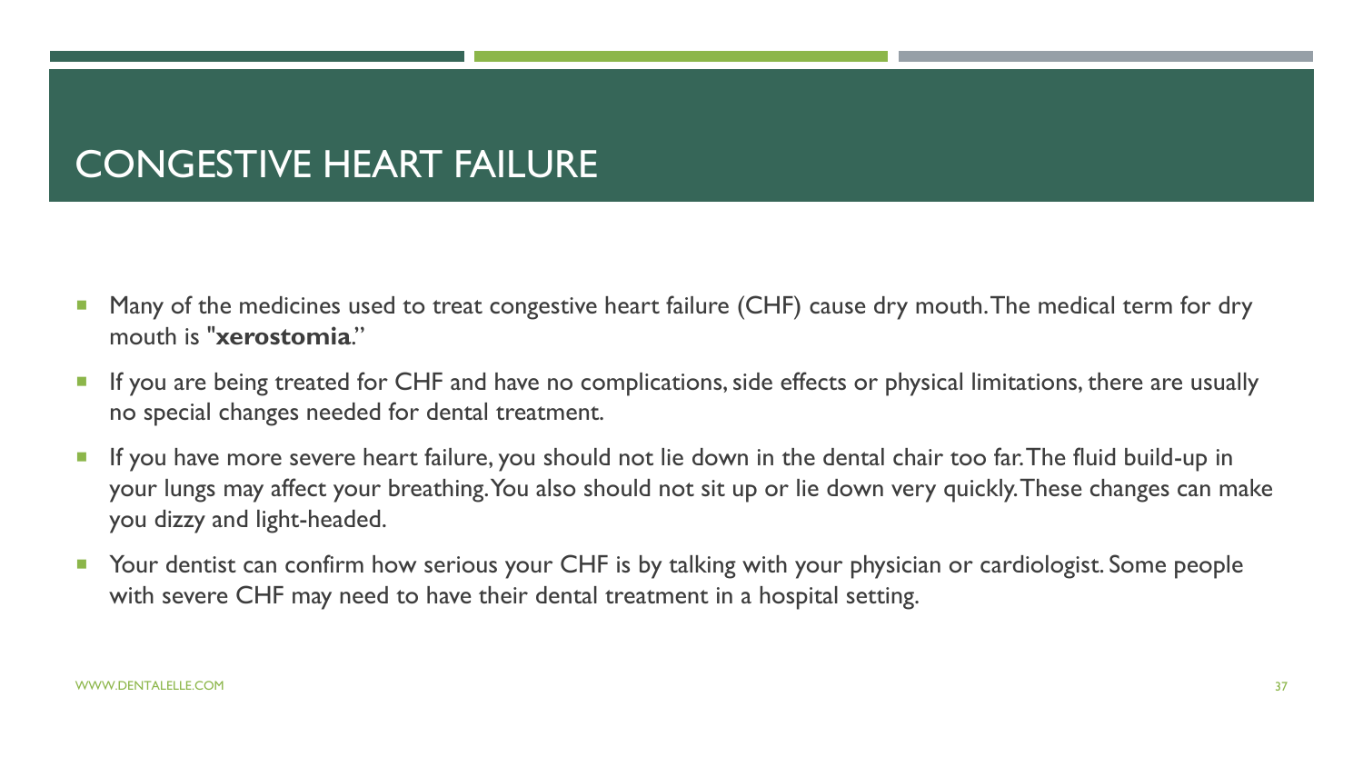# CONGESTIVE HEART FAILURE

- Many of the medicines used to treat congestive heart failure (CHF) cause dry mouth. The medical term for dry mouth is "**xerostomia**."
- If you are being treated for CHF and have no complications, side effects or physical limitations, there are usually no special changes needed for dental treatment.
- If you have more severe heart failure, you should not lie down in the dental chair too far. The fluid build-up in your lungs may affect your breathing. You also should not sit up or lie down very quickly. These changes can make you dizzy and light-headed.
- Your dentist can confirm how serious your CHF is by talking with your physician or cardiologist. Some people with severe CHF may need to have their dental treatment in a hospital setting.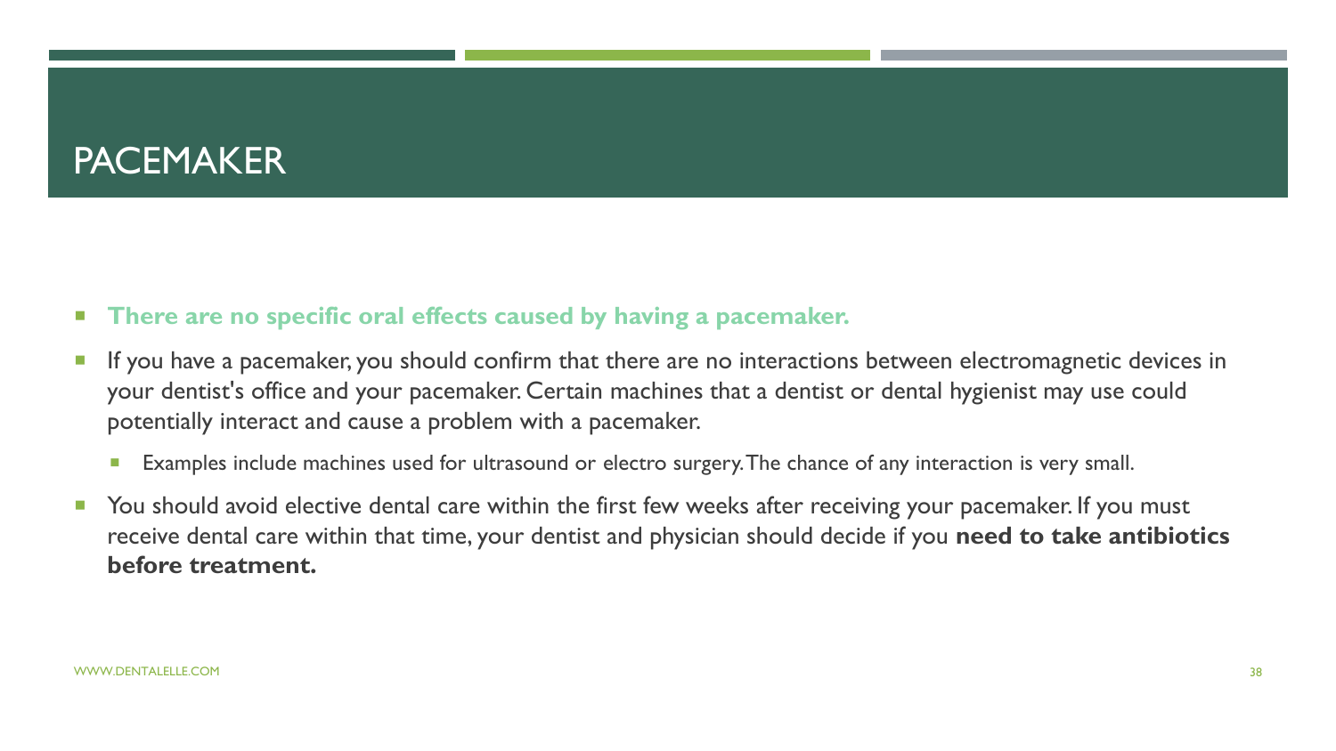# PACEMAKER

- **There are no specific oral effects caused by having a pacemaker.**
- If you have a pacemaker, you should confirm that there are no interactions between electromagnetic devices in your dentist's office and your pacemaker. Certain machines that a dentist or dental hygienist may use could potentially interact and cause a problem with a pacemaker.
  - Examples include machines used for ultrasound or electro surgery. The chance of any interaction is very small.
- You should avoid elective dental care within the first few weeks after receiving your pacemaker. If you must receive dental care within that time, your dentist and physician should decide if you **need to take antibiotics before treatment.**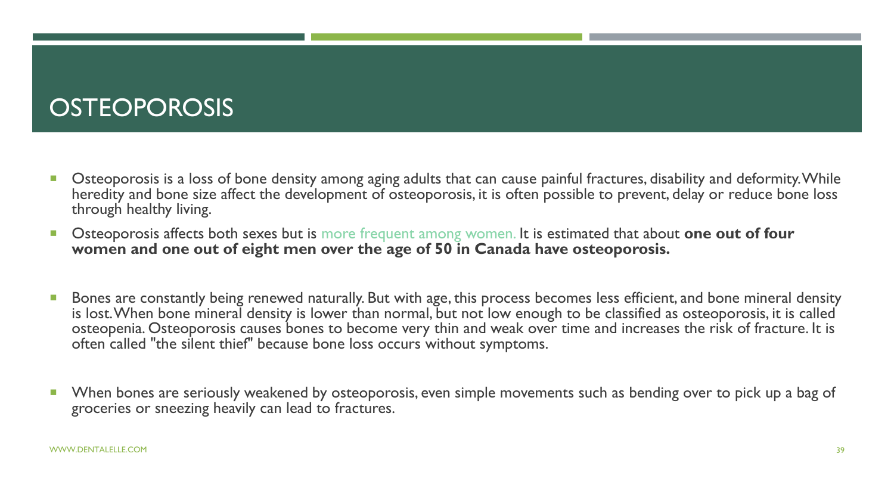# OSTEOPOROSIS

- Osteoporosis is a loss of bone density among aging adults that can cause painful fractures, disability and deformity. While heredity and bone size affect the development of osteoporosis, it is often possible to prevent, delay or reduce bone loss through healthy living.
- Osteoporosis affects both sexes but is more frequent among women. It is estimated that about **one out of four women and one out of eight men over the age of 50 in Canada have osteoporosis.**
- Bones are constantly being renewed naturally. But with age, this process becomes less efficient, and bone mineral density is lost. When bone mineral density is lower than normal, but not low enough to be classified as osteoporosis, it is called osteopenia. Osteoporosis causes bones to become very thin and weak over time and increases the risk of fracture. It is often called "the silent thief" because bone loss occurs without symptoms.
- When bones are seriously weakened by osteoporosis, even simple movements such as bending over to pick up a bag of groceries or sneezing heavily can lead to fractures.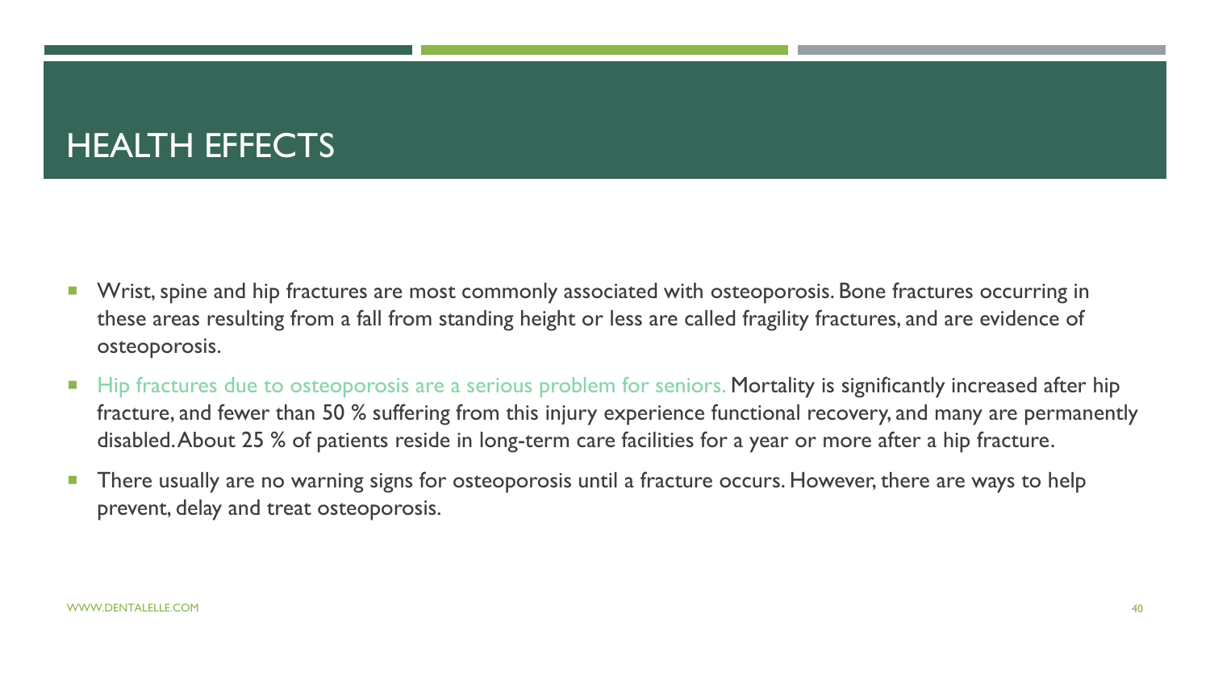# HEALTH EFFECTS

- Wrist, spine and hip fractures are most commonly associated with osteoporosis. Bone fractures occurring in these areas resulting from a fall from standing height or less are called fragility fractures, and are evidence of osteoporosis.
- Hip fractures due to osteoporosis are a serious problem for seniors. Mortality is significantly increased after hip fracture, and fewer than 50 % suffering from this injury experience functional recovery, and many are permanently disabled. About 25 % of patients reside in long-term care facilities for a year or more after a hip fracture.
- There usually are no warning signs for osteoporosis until a fracture occurs. However, there are ways to help prevent, delay and treat osteoporosis.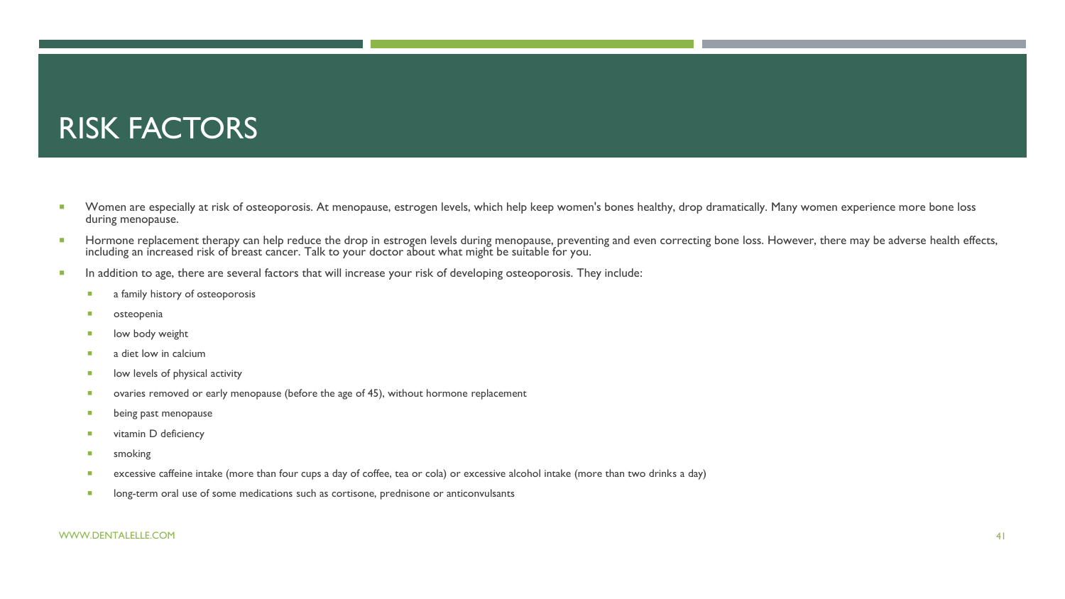# RISK FACTORS

- Women are especially at risk of osteoporosis. At menopause, estrogen levels, which help keep women's bones healthy, drop dramatically. Many women experience more bone loss during menopause.
- Hormone replacement therapy can help reduce the drop in estrogen levels during menopause, preventing and even correcting bone loss. However, there may be adverse health effects, including an increased risk of breast cancer. Talk to your doctor about what might be suitable for you.
- In addition to age, there are several factors that will increase your risk of developing osteoporosis. They include:
  - a family history of osteoporosis
  - osteopenia
  - low body weight
  - a diet low in calcium
  - low levels of physical activity
  - ovaries removed or early menopause (before the age of 45), without hormone replacement
  - being past menopause
  - vitamin D deficiency
  - smoking
  - excessive caffeine intake (more than four cups a day of coffee, tea or cola) or excessive alcohol intake (more than two drinks a day)
  - long-term oral use of some medications such as cortisone, prednisone or anticonvulsants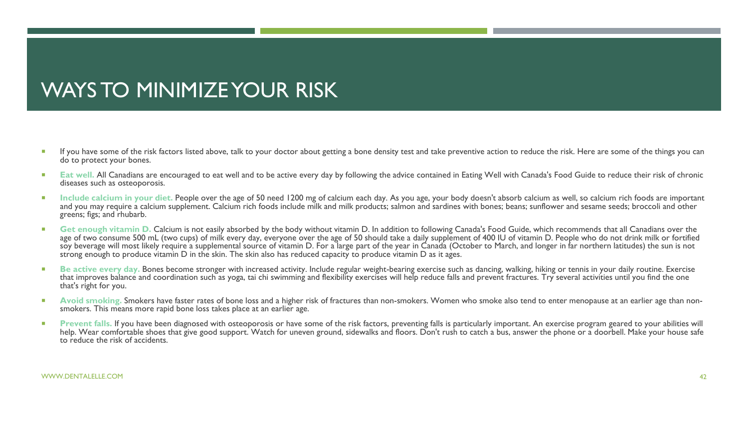# WAYS TO MINIMIZE YOUR RISK

- If you have some of the risk factors listed above, talk to your doctor about getting a bone density test and take preventive action to reduce the risk. Here are some of the things you can do to protect your bones.
- **Eat well.** All Canadians are encouraged to eat well and to be active every day by following the advice contained in Eating Well with Canada's Food Guide to reduce their risk of chronic diseases such as osteoporosis.
- **Include calcium in your diet.** People over the age of 50 need 1200 mg of calcium each day. As you age, your body doesn't absorb calcium as well, so calcium rich foods are important and you may require a calcium supplement. Calcium rich foods include milk and milk products; salmon and sardines with bones; beans; sunflower and sesame seeds; broccoli and other greens; figs; and rhubarb.
- **Get enough vitamin D.** Calcium is not easily absorbed by the body without vitamin D. In addition to following Canada's Food Guide, which recommends that all Canadians over the age of two consume 500 mL (two cups) of milk every day, everyone over the age of 50 should take a daily supplement of 400 IU of vitamin D. People who do not drink milk or fortified soy beverage will most likely require a supplemental source of vitamin D. For a large part of the year in Canada (October to March, and longer in far northern latitudes) the sun is not strong enough to produce vitamin D in the skin. The skin also has reduced capacity to produce vitamin D as it ages.
- **Be active every day.** Bones become stronger with increased activity. Include regular weight-bearing exercise such as dancing, walking, hiking or tennis in your daily routine. Exercise that improves balance and coordination such as yoga, tai chi swimming and flexibility exercises will help reduce falls and prevent fractures. Try several activities until you find the one that's right for you.
- **Avoid smoking.** Smokers have faster rates of bone loss and a higher risk of fractures than non-smokers. Women who smoke also tend to enter menopause at an earlier age than non-smokers. This means more rapid bone loss takes place at an earlier age.
- **Prevent falls.** If you have been diagnosed with osteoporosis or have some of the risk factors, preventing falls is particularly important. An exercise program geared to your abilities will help. Wear comfortable shoes that give good support. Watch for uneven ground, sidewalks and floors. Don't rush to catch a bus, answer the phone or a doorbell. Make your house safe to reduce the risk of accidents.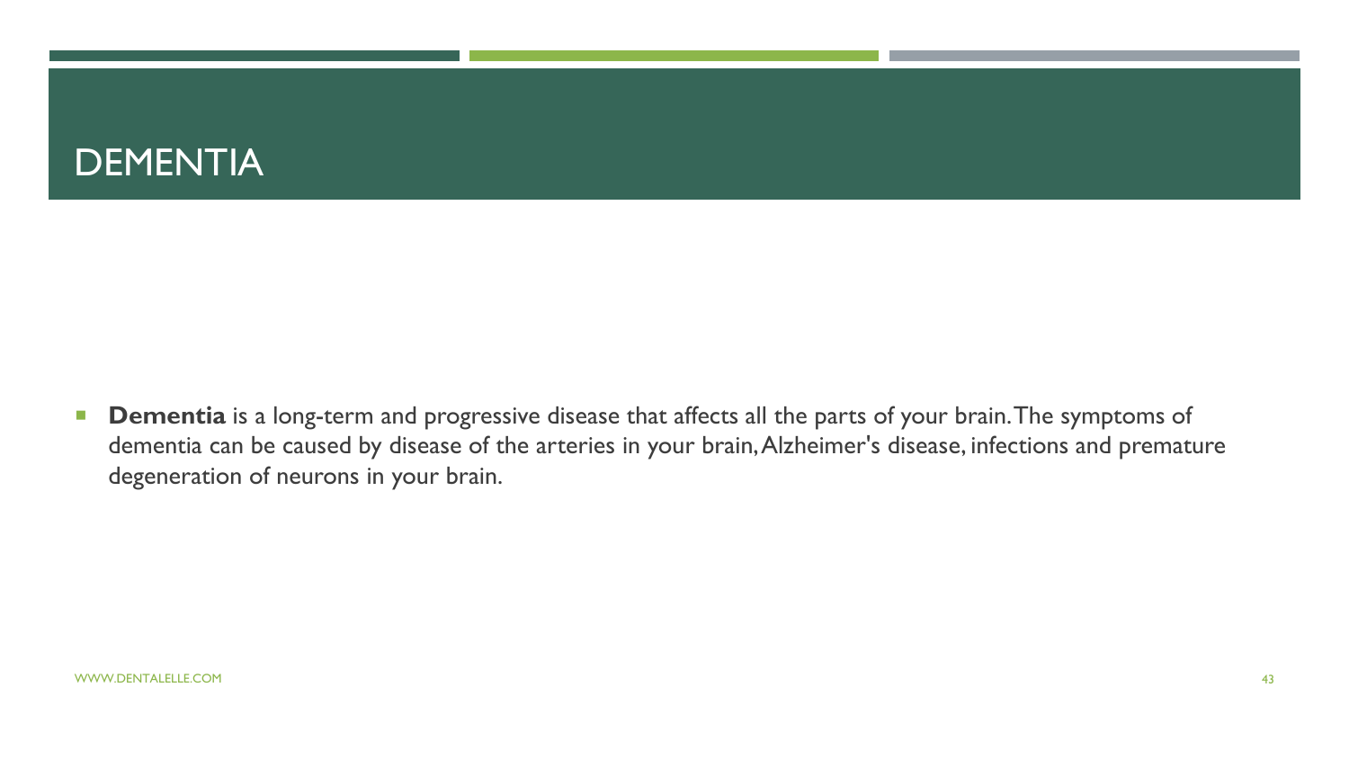# DEMENTIA

- **Dementia** is a long-term and progressive disease that affects all the parts of your brain. The symptoms of dementia can be caused by disease of the arteries in your brain, Alzheimer's disease, infections and premature degeneration of neurons in your brain.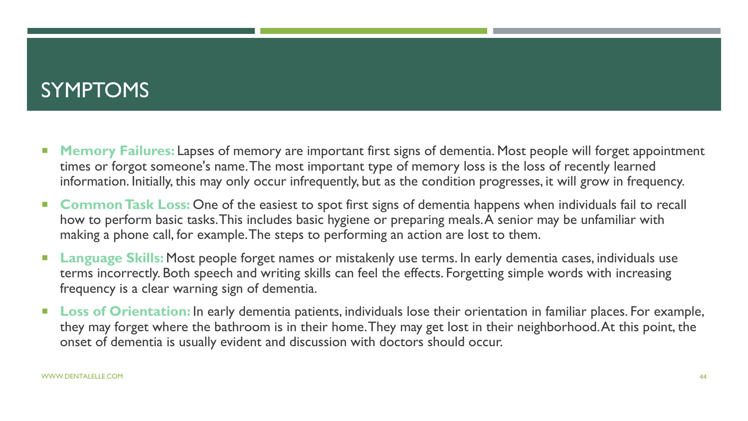# SYMPTOMS

- **Memory Failures:** Lapses of memory are important first signs of dementia. Most people will forget appointment times or forgot someone's name. The most important type of memory loss is the loss of recently learned information. Initially, this may only occur infrequently, but as the condition progresses, it will grow in frequency.
- **Common Task Loss:** One of the easiest to spot first signs of dementia happens when individuals fail to recall how to perform basic tasks. This includes basic hygiene or preparing meals. A senior may be unfamiliar with making a phone call, for example. The steps to performing an action are lost to them.
- **Language Skills:** Most people forget names or mistakenly use terms. In early dementia cases, individuals use terms incorrectly. Both speech and writing skills can feel the effects. Forgetting simple words with increasing frequency is a clear warning sign of dementia.
- **Loss of Orientation:** In early dementia patients, individuals lose their orientation in familiar places. For example, they may forget where the bathroom is in their home. They may get lost in their neighborhood. At this point, the onset of dementia is usually evident and discussion with doctors should occur.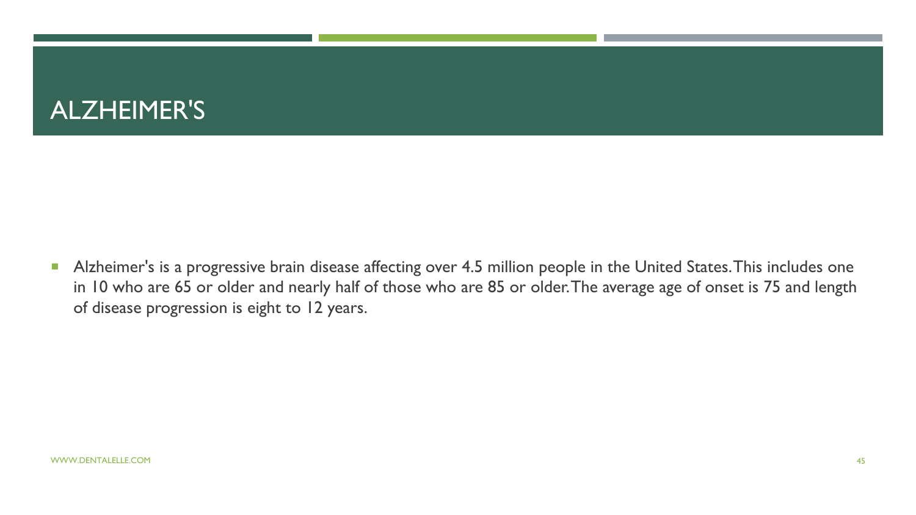# ALZHEIMER'S

- Alzheimer's is a progressive brain disease affecting over 4.5 million people in the United States. This includes one in 10 who are 65 or older and nearly half of those who are 85 or older. The average age of onset is 75 and length of disease progression is eight to 12 years.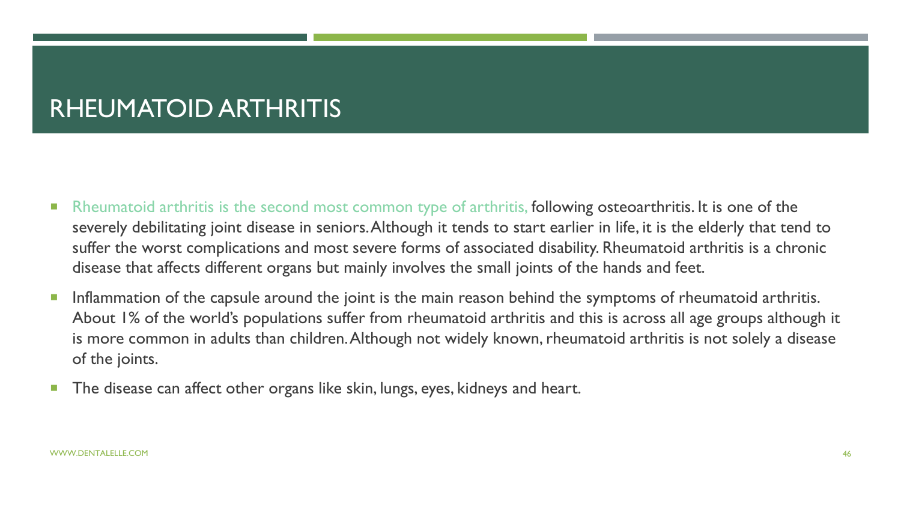# RHEUMATOID ARTHRITIS

- Rheumatoid arthritis is the second most common type of arthritis, following osteoarthritis. It is one of the severely debilitating joint disease in seniors. Although it tends to start earlier in life, it is the elderly that tend to suffer the worst complications and most severe forms of associated disability. Rheumatoid arthritis is a chronic disease that affects different organs but mainly involves the small joints of the hands and feet.
- Inflammation of the capsule around the joint is the main reason behind the symptoms of rheumatoid arthritis. About 1% of the world's populations suffer from rheumatoid arthritis and this is across all age groups although it is more common in adults than children. Although not widely known, rheumatoid arthritis is not solely a disease of the joints.
- The disease can affect other organs like skin, lungs, eyes, kidneys and heart.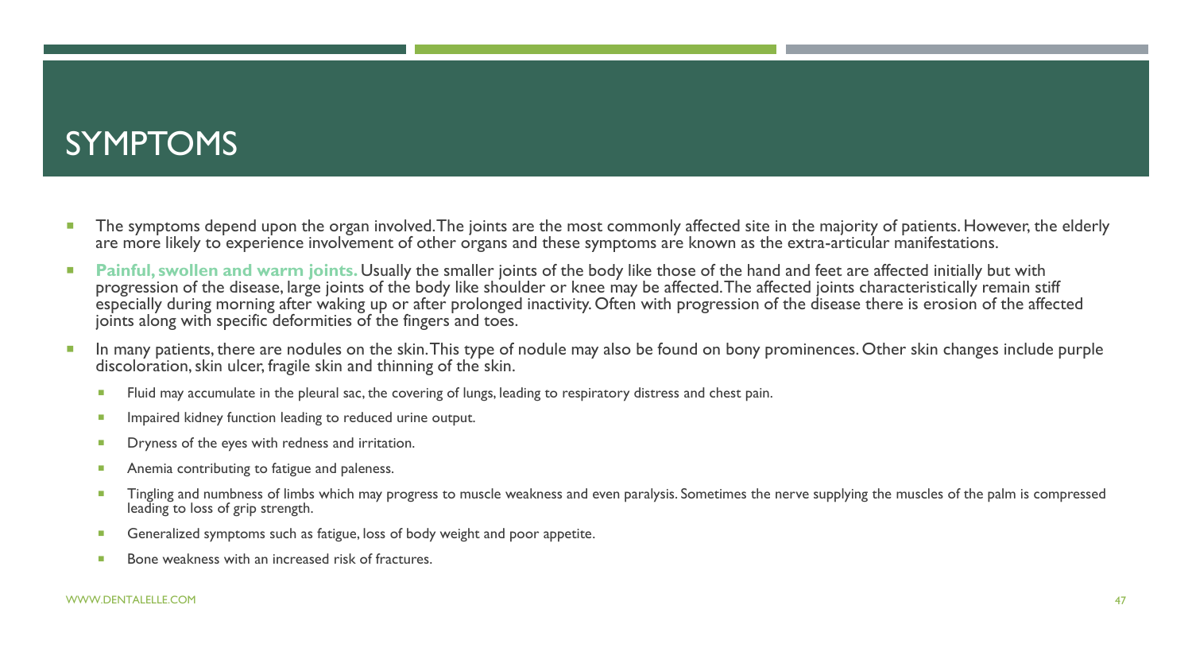# SYMPTOMS

- The symptoms depend upon the organ involved. The joints are the most commonly affected site in the majority of patients. However, the elderly are more likely to experience involvement of other organs and these symptoms are known as the extra-articular manifestations.
- **Painful, swollen and warm joints.** Usually the smaller joints of the body like those of the hand and feet are affected initially but with progression of the disease, large joints of the body like shoulder or knee may be affected. The affected joints characteristically remain stiff especially during morning after waking up or after prolonged inactivity. Often with progression of the disease there is erosion of the affected joints along with specific deformities of the fingers and toes.
- In many patients, there are nodules on the skin. This type of nodule may also be found on bony prominences. Other skin changes include purple discoloration, skin ulcer, fragile skin and thinning of the skin.
  - Fluid may accumulate in the pleural sac, the covering of lungs, leading to respiratory distress and chest pain.
  - Impaired kidney function leading to reduced urine output.
  - Dryness of the eyes with redness and irritation.
  - Anemia contributing to fatigue and paleness.
  - Tingling and numbness of limbs which may progress to muscle weakness and even paralysis. Sometimes the nerve supplying the muscles of the palm is compressed leading to loss of grip strength.
  - Generalized symptoms such as fatigue, loss of body weight and poor appetite.
  - Bone weakness with an increased risk of fractures.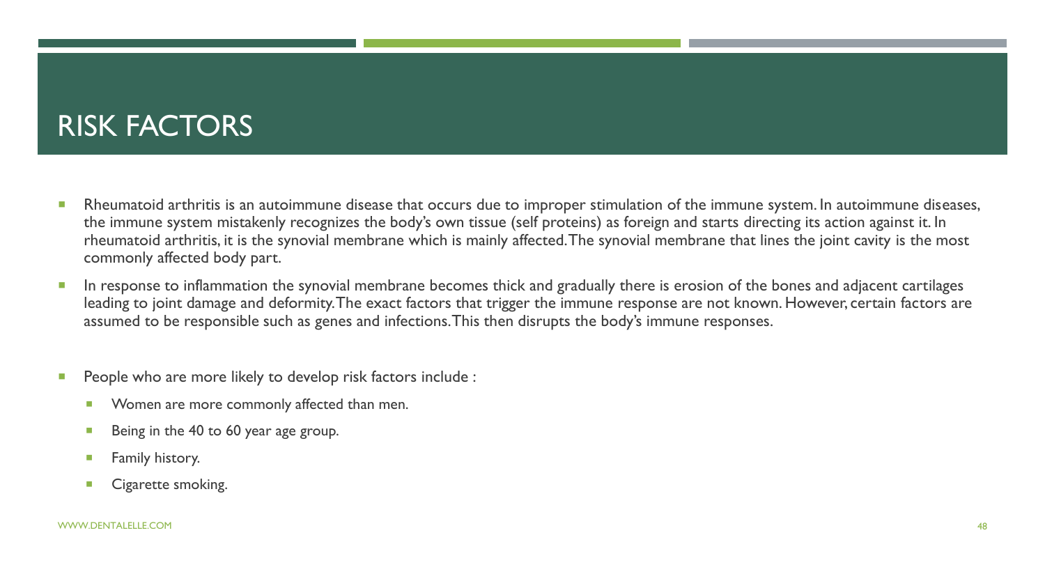# RISK FACTORS

- Rheumatoid arthritis is an autoimmune disease that occurs due to improper stimulation of the immune system. In autoimmune diseases, the immune system mistakenly recognizes the body's own tissue (self proteins) as foreign and starts directing its action against it. In rheumatoid arthritis, it is the synovial membrane which is mainly affected. The synovial membrane that lines the joint cavity is the most commonly affected body part.
- In response to inflammation the synovial membrane becomes thick and gradually there is erosion of the bones and adjacent cartilages leading to joint damage and deformity. The exact factors that trigger the immune response are not known. However, certain factors are assumed to be responsible such as genes and infections. This then disrupts the body's immune responses.
- People who are more likely to develop risk factors include :
  - Women are more commonly affected than men.
  - Being in the 40 to 60 year age group.
  - Family history.
  - Cigarette smoking.

WWW.DENTALELLE.COM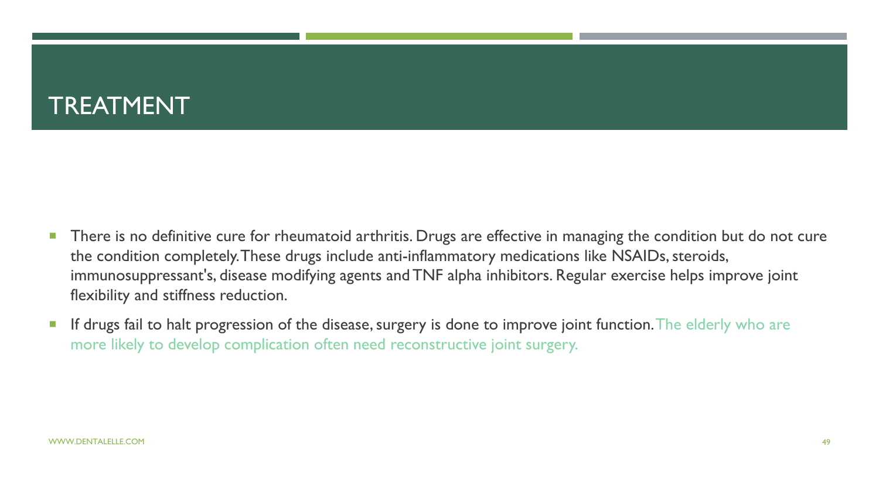# TREATMENT

- There is no definitive cure for rheumatoid arthritis. Drugs are effective in managing the condition but do not cure the condition completely. These drugs include anti-inflammatory medications like NSAIDs, steroids, immunosuppressant's, disease modifying agents and TNF alpha inhibitors. Regular exercise helps improve joint flexibility and stiffness reduction.
- If drugs fail to halt progression of the disease, surgery is done to improve joint function. The elderly who are more likely to develop complication often need reconstructive joint surgery.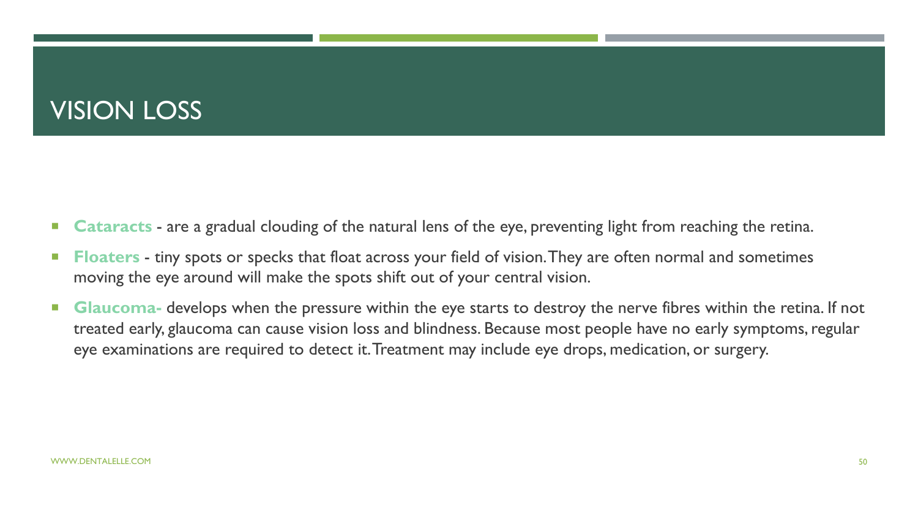# VISION LOSS

- **Cataracts** - are a gradual clouding of the natural lens of the eye, preventing light from reaching the retina.
- **Floaters** - tiny spots or specks that float across your field of vision. They are often normal and sometimes moving the eye around will make the spots shift out of your central vision.
- **Glaucoma-** develops when the pressure within the eye starts to destroy the nerve fibres within the retina. If not treated early, glaucoma can cause vision loss and blindness. Because most people have no early symptoms, regular eye examinations are required to detect it. Treatment may include eye drops, medication, or surgery.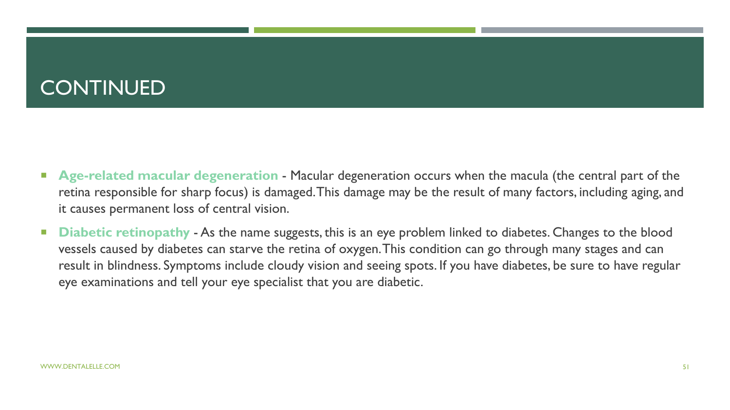# CONTINUED

- **Age-related macular degeneration** - Macular degeneration occurs when the macula (the central part of the retina responsible for sharp focus) is damaged. This damage may be the result of many factors, including aging, and it causes permanent loss of central vision.
- **Diabetic retinopathy** - As the name suggests, this is an eye problem linked to diabetes. Changes to the blood vessels caused by diabetes can starve the retina of oxygen. This condition can go through many stages and can result in blindness. Symptoms include cloudy vision and seeing spots. If you have diabetes, be sure to have regular eye examinations and tell your eye specialist that you are diabetic.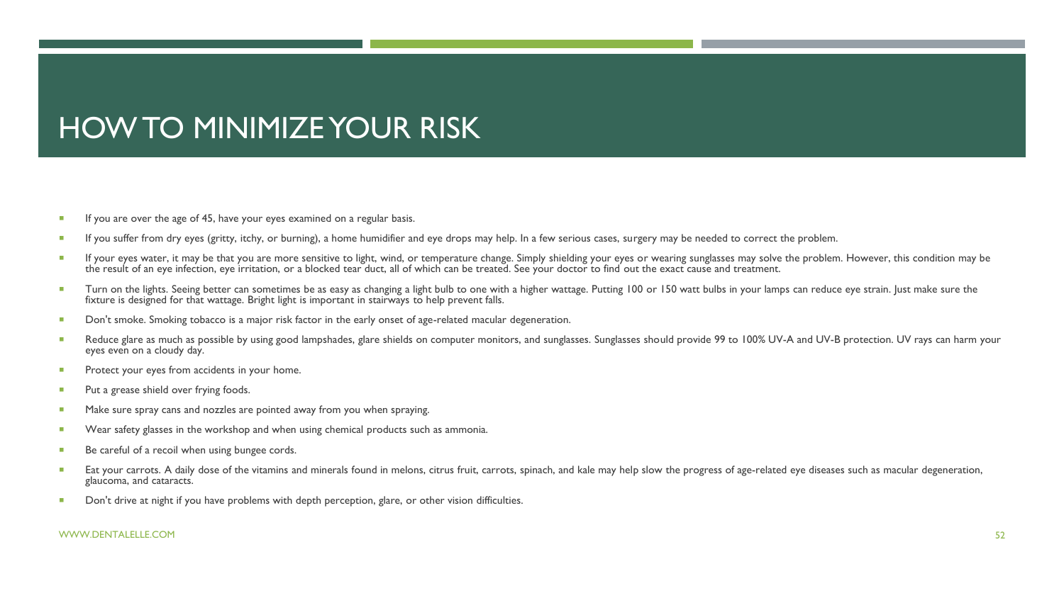# HOW TO MINIMIZE YOUR RISK

- If you are over the age of 45, have your eyes examined on a regular basis.
- If you suffer from dry eyes (gritty, itchy, or burning), a home humidifier and eye drops may help. In a few serious cases, surgery may be needed to correct the problem.
- If your eyes water, it may be that you are more sensitive to light, wind, or temperature change. Simply shielding your eyes or wearing sunglasses may solve the problem. However, this condition may be the result of an eye infection, eye irritation, or a blocked tear duct, all of which can be treated. See your doctor to find out the exact cause and treatment.
- Turn on the lights. Seeing better can sometimes be as easy as changing a light bulb to one with a higher wattage. Putting 100 or 150 watt bulbs in your lamps can reduce eye strain. Just make sure the fixture is designed for that wattage. Bright light is important in stairways to help prevent falls.
- Don't smoke. Smoking tobacco is a major risk factor in the early onset of age-related macular degeneration.
- Reduce glare as much as possible by using good lampshades, glare shields on computer monitors, and sunglasses. Sunglasses should provide 99 to 100% UV-A and UV-B protection. UV rays can harm your eyes even on a cloudy day.
- Protect your eyes from accidents in your home.
- Put a grease shield over frying foods.
- Make sure spray cans and nozzles are pointed away from you when spraying.
- Wear safety glasses in the workshop and when using chemical products such as ammonia.
- Be careful of a recoil when using bungee cords.
- Eat your carrots. A daily dose of the vitamins and minerals found in melons, citrus fruit, carrots, spinach, and kale may help slow the progress of age-related eye diseases such as macular degeneration, glaucoma, and cataracts.
- Don't drive at night if you have problems with depth perception, glare, or other vision difficulties.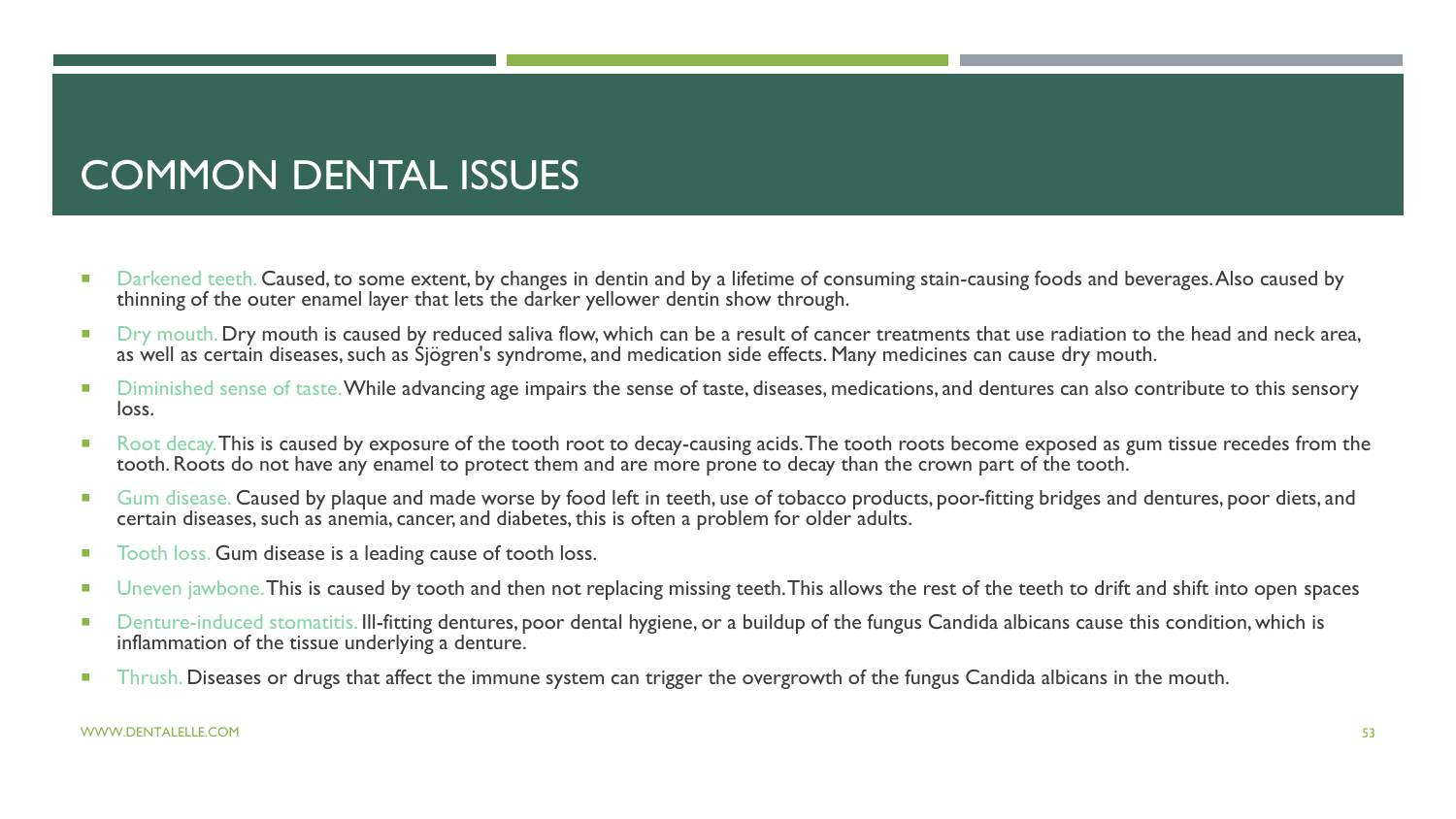# COMMON DENTAL ISSUES

- Darkened teeth. Caused, to some extent, by changes in dentin and by a lifetime of consuming stain-causing foods and beverages. Also caused by thinning of the outer enamel layer that lets the darker yellower dentin show through.
- Dry mouth. Dry mouth is caused by reduced saliva flow, which can be a result of cancer treatments that use radiation to the head and neck area, as well as certain diseases, such as Sjögren's syndrome, and medication side effects. Many medicines can cause dry mouth.
- Diminished sense of taste. While advancing age impairs the sense of taste, diseases, medications, and dentures can also contribute to this sensory loss.
- Root decay. This is caused by exposure of the tooth root to decay-causing acids. The tooth roots become exposed as gum tissue recedes from the tooth. Roots do not have any enamel to protect them and are more prone to decay than the crown part of the tooth.
- Gum disease. Caused by plaque and made worse by food left in teeth, use of tobacco products, poor-fitting bridges and dentures, poor diets, and certain diseases, such as anemia, cancer, and diabetes, this is often a problem for older adults.
- Tooth loss. Gum disease is a leading cause of tooth loss.
- Uneven jawbone. This is caused by tooth and then not replacing missing teeth. This allows the rest of the teeth to drift and shift into open spaces
- Denture-induced stomatitis. Ill-fitting dentures, poor dental hygiene, or a buildup of the fungus Candida albicans cause this condition, which is inflammation of the tissue underlying a denture.
- Thrush. Diseases or drugs that affect the immune system can trigger the overgrowth of the fungus Candida albicans in the mouth.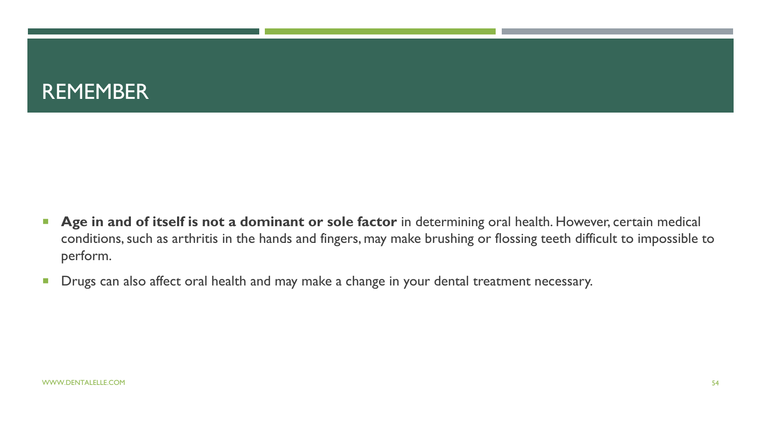# REMEMBER

- **Age in and of itself is not a dominant or sole factor** in determining oral health. However, certain medical conditions, such as arthritis in the hands and fingers, may make brushing or flossing teeth difficult to impossible to perform.
- Drugs can also affect oral health and may make a change in your dental treatment necessary.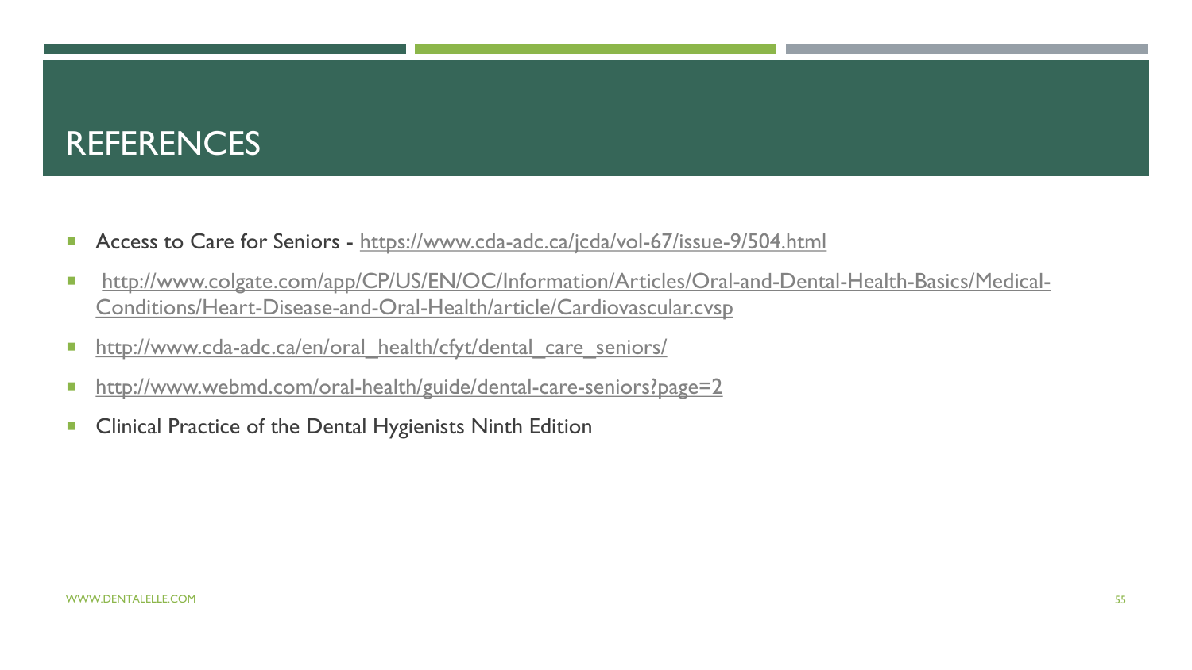# REFERENCES

- Access to Care for Seniors - https://www.cda-adc.ca/jcda/vol-67/issue-9/504.html
- http://www.colgate.com/app/CP/US/EN/OC/Information/Articles/Oral-and-Dental-Health-Basics/Medical-Conditions/Heart-Disease-and-Oral-Health/article/Cardiovascular.cvsp
- http://www.cda-adc.ca/en/oral_health/cfyt/dental_care_seniors/
- http://www.webmd.com/oral-health/guide/dental-care-seniors?page=2
- Clinical Practice of the Dental Hygienists Ninth Edition